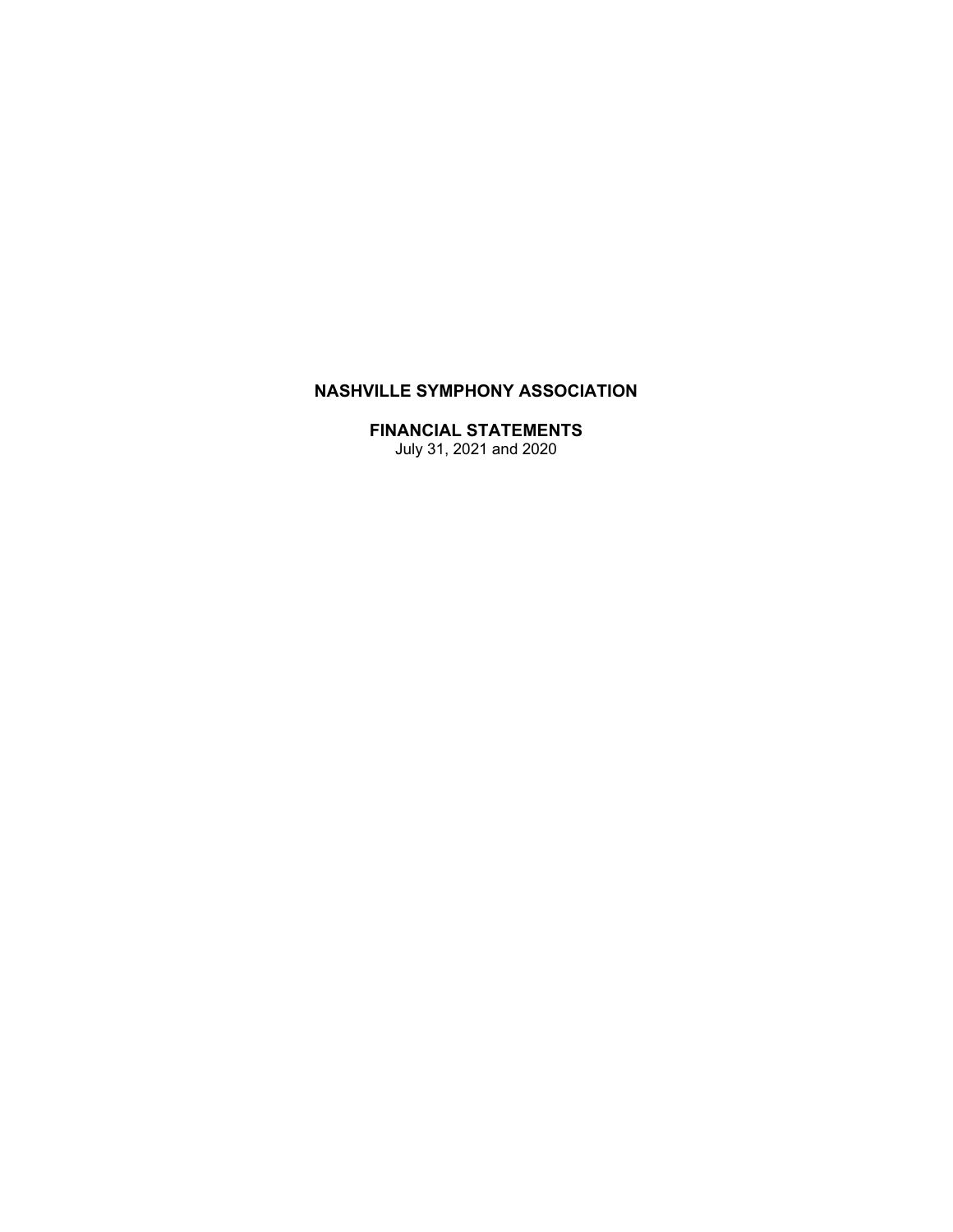# NASHVILLE SYMPHONY ASSOCIATION

## FINANCIAL STATEMENTS

July 31, 2021 and 2020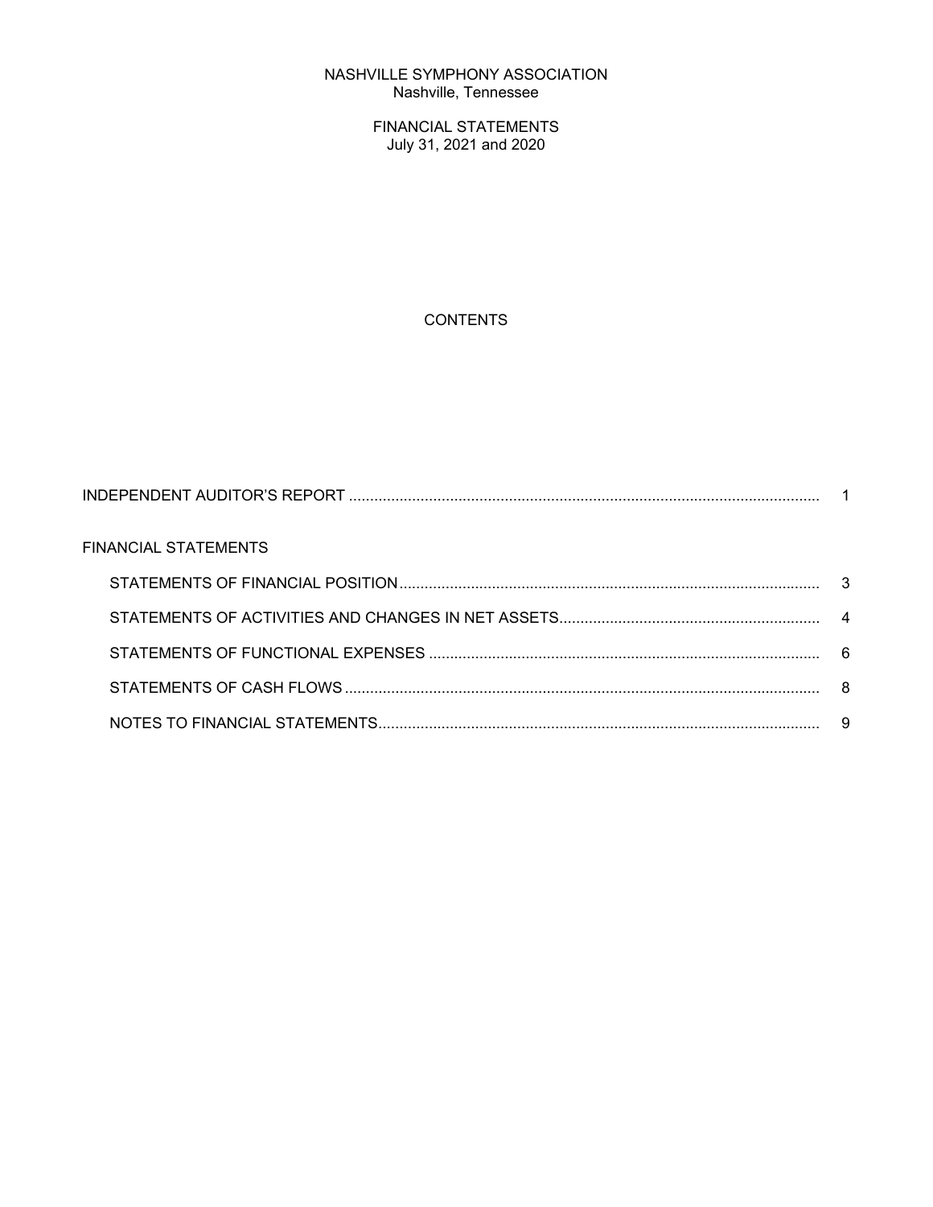NASHVILLE SYMPHONY ASSOCIATION
Nashville, Tennessee

FINANCIAL STATEMENTS
July 31, 2021 and 2020

CONTENTS

| | |
|---|---|
| INDEPENDENT AUDITOR'S REPORT | 1 |
| FINANCIAL STATEMENTS | |
| STATEMENTS OF FINANCIAL POSITION | 3 |
| STATEMENTS OF ACTIVITIES AND CHANGES IN NET ASSETS | 4 |
| STATEMENTS OF FUNCTIONAL EXPENSES | 6 |
| STATEMENTS OF CASH FLOWS | 8 |
| NOTES TO FINANCIAL STATEMENTS | 9 |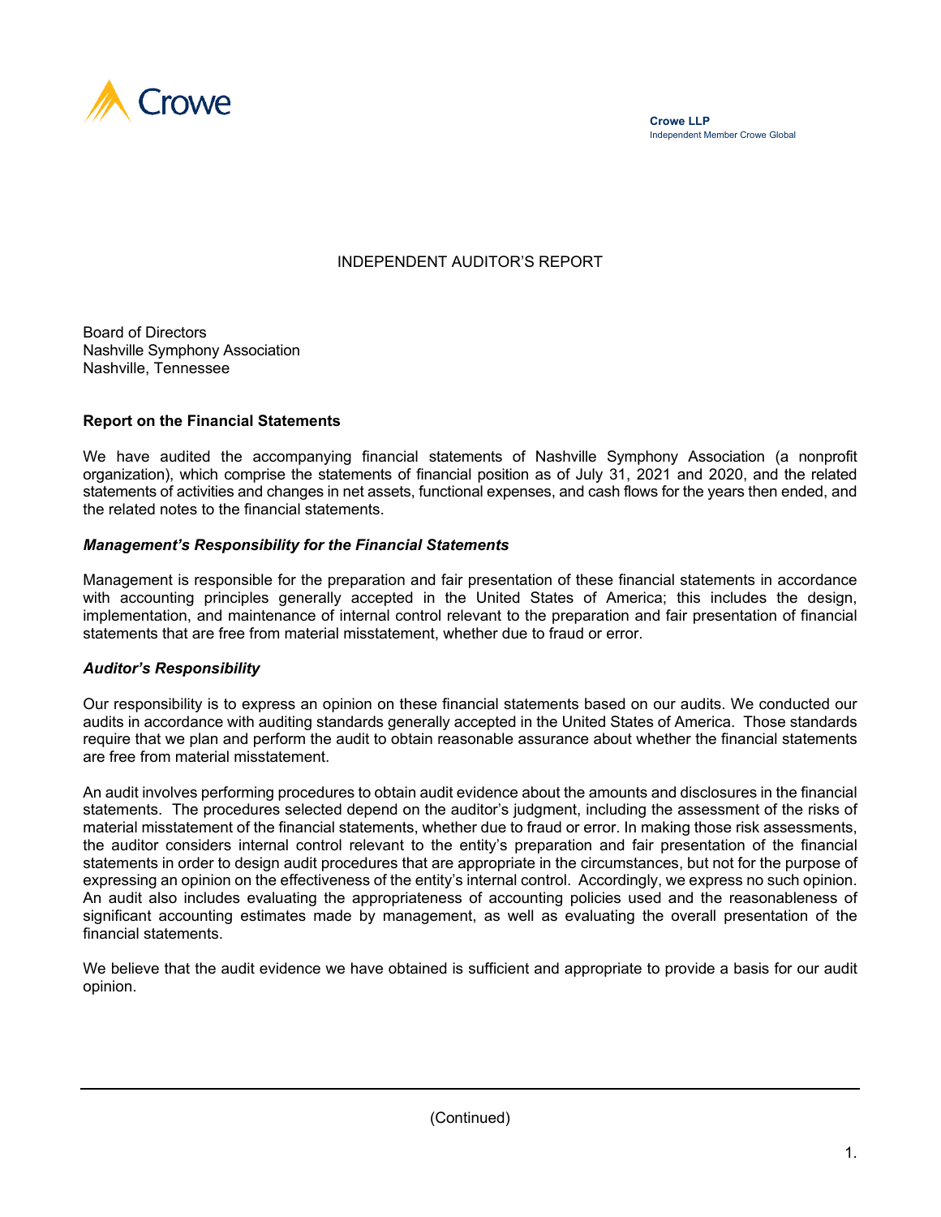Crowe

**Crowe LLP**
Independent Member Crowe Global

# INDEPENDENT AUDITOR'S REPORT

Board of Directors
Nashville Symphony Association
Nashville, Tennessee

## Report on the Financial Statements

We have audited the accompanying financial statements of Nashville Symphony Association (a nonprofit organization), which comprise the statements of financial position as of July 31, 2021 and 2020, and the related statements of activities and changes in net assets, functional expenses, and cash flows for the years then ended, and the related notes to the financial statements.

### *Management's Responsibility for the Financial Statements*

Management is responsible for the preparation and fair presentation of these financial statements in accordance with accounting principles generally accepted in the United States of America; this includes the design, implementation, and maintenance of internal control relevant to the preparation and fair presentation of financial statements that are free from material misstatement, whether due to fraud or error.

### *Auditor's Responsibility*

Our responsibility is to express an opinion on these financial statements based on our audits. We conducted our audits in accordance with auditing standards generally accepted in the United States of America. Those standards require that we plan and perform the audit to obtain reasonable assurance about whether the financial statements are free from material misstatement.

An audit involves performing procedures to obtain audit evidence about the amounts and disclosures in the financial statements. The procedures selected depend on the auditor's judgment, including the assessment of the risks of material misstatement of the financial statements, whether due to fraud or error. In making those risk assessments, the auditor considers internal control relevant to the entity's preparation and fair presentation of the financial statements in order to design audit procedures that are appropriate in the circumstances, but not for the purpose of expressing an opinion on the effectiveness of the entity's internal control. Accordingly, we express no such opinion. An audit also includes evaluating the appropriateness of accounting policies used and the reasonableness of significant accounting estimates made by management, as well as evaluating the overall presentation of the financial statements.

We believe that the audit evidence we have obtained is sufficient and appropriate to provide a basis for our audit opinion.

(Continued)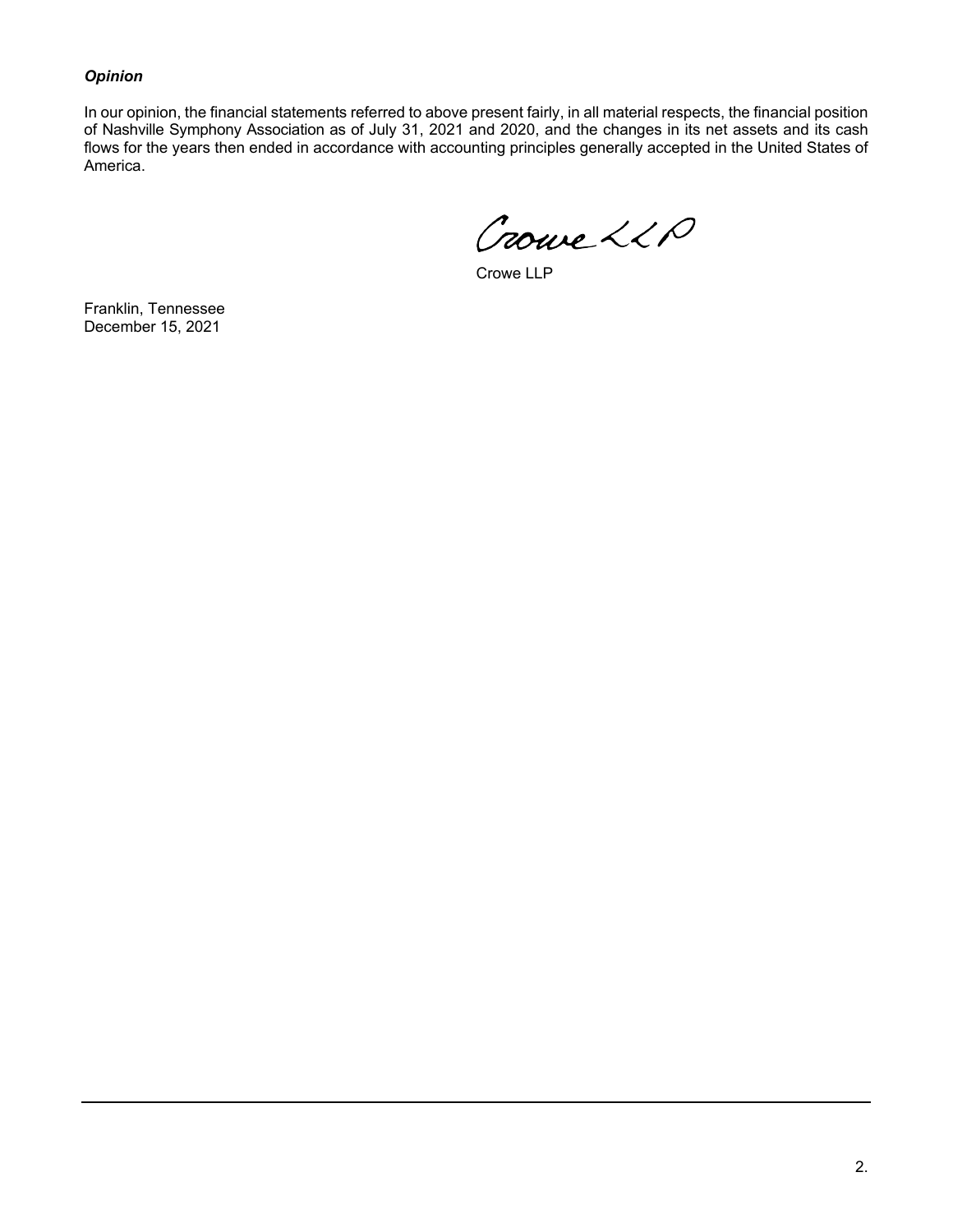***Opinion***

In our opinion, the financial statements referred to above present fairly, in all material respects, the financial position of Nashville Symphony Association as of July 31, 2021 and 2020, and the changes in its net assets and its cash flows for the years then ended in accordance with accounting principles generally accepted in the United States of America.

Crowe LLP

Crowe LLP

Franklin, Tennessee
December 15, 2021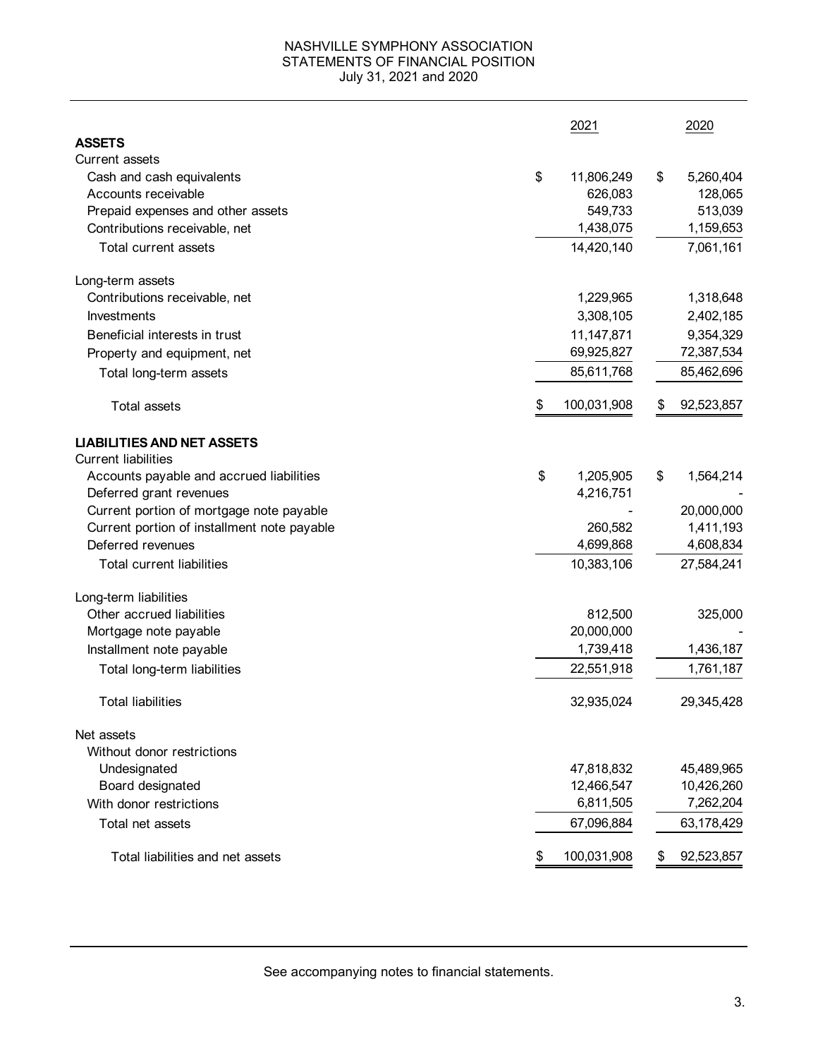# NASHVILLE SYMPHONY ASSOCIATION
## STATEMENTS OF FINANCIAL POSITION
### July 31, 2021 and 2020

| | 2021 | 2020 |
|---|---|---|
| **ASSETS** | | |
| Current assets | | |
| Cash and cash equivalents | $ 11,806,249 | $ 5,260,404 |
| Accounts receivable | 626,083 | 128,065 |
| Prepaid expenses and other assets | 549,733 | 513,039 |
| Contributions receivable, net | 1,438,075 | 1,159,653 |
| Total current assets | 14,420,140 | 7,061,161 |
| Long-term assets | | |
| Contributions receivable, net | 1,229,965 | 1,318,648 |
| Investments | 3,308,105 | 2,402,185 |
| Beneficial interests in trust | 11,147,871 | 9,354,329 |
| Property and equipment, net | 69,925,827 | 72,387,534 |
| Total long-term assets | 85,611,768 | 85,462,696 |
| Total assets | $ 100,031,908 | $ 92,523,857 |
| **LIABILITIES AND NET ASSETS** | | |
| Current liabilities | | |
| Accounts payable and accrued liabilities | $ 1,205,905 | $ 1,564,214 |
| Deferred grant revenues | 4,216,751 | - |
| Current portion of mortgage note payable | - | 20,000,000 |
| Current portion of installment note payable | 260,582 | 1,411,193 |
| Deferred revenues | 4,699,868 | 4,608,834 |
| Total current liabilities | 10,383,106 | 27,584,241 |
| Long-term liabilities | | |
| Other accrued liabilities | 812,500 | 325,000 |
| Mortgage note payable | 20,000,000 | - |
| Installment note payable | 1,739,418 | 1,436,187 |
| Total long-term liabilities | 22,551,918 | 1,761,187 |
| Total liabilities | 32,935,024 | 29,345,428 |
| Net assets | | |
| Without donor restrictions | | |
| Undesignated | 47,818,832 | 45,489,965 |
| Board designated | 12,466,547 | 10,426,260 |
| With donor restrictions | 6,811,505 | 7,262,204 |
| Total net assets | 67,096,884 | 63,178,429 |
| Total liabilities and net assets | $ 100,031,908 | $ 92,523,857 |

See accompanying notes to financial statements.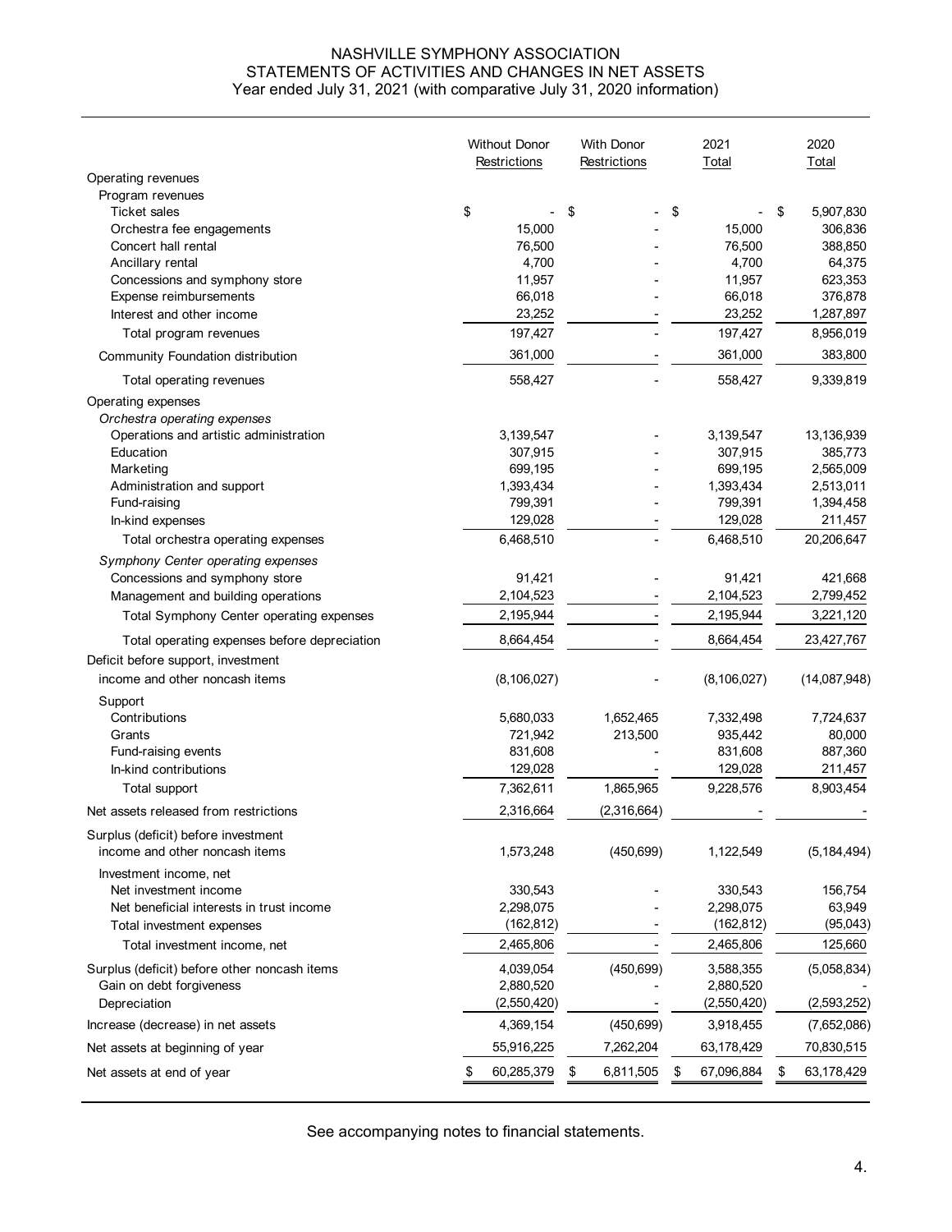# NASHVILLE SYMPHONY ASSOCIATION
## STATEMENTS OF ACTIVITIES AND CHANGES IN NET ASSETS
### Year ended July 31, 2021 (with comparative July 31, 2020 information)

| | Without Donor Restrictions | With Donor Restrictions | 2021 Total | 2020 Total |
|---|---|---|---|---|
| Operating revenues | | | | |
| Program revenues | | | | |
| Ticket sales | $ - | $ - | $ - | $ 5,907,830 |
| Orchestra fee engagements | 15,000 | - | 15,000 | 306,836 |
| Concert hall rental | 76,500 | - | 76,500 | 388,850 |
| Ancillary rental | 4,700 | - | 4,700 | 64,375 |
| Concessions and symphony store | 11,957 | - | 11,957 | 623,353 |
| Expense reimbursements | 66,018 | - | 66,018 | 376,878 |
| Interest and other income | 23,252 | - | 23,252 | 1,287,897 |
| Total program revenues | 197,427 | - | 197,427 | 8,956,019 |
| Community Foundation distribution | 361,000 | - | 361,000 | 383,800 |
| Total operating revenues | 558,427 | - | 558,427 | 9,339,819 |
| Operating expenses | | | | |
| *Orchestra operating expenses* | | | | |
| Operations and artistic administration | 3,139,547 | - | 3,139,547 | 13,136,939 |
| Education | 307,915 | - | 307,915 | 385,773 |
| Marketing | 699,195 | - | 699,195 | 2,565,009 |
| Administration and support | 1,393,434 | - | 1,393,434 | 2,513,011 |
| Fund-raising | 799,391 | - | 799,391 | 1,394,458 |
| In-kind expenses | 129,028 | - | 129,028 | 211,457 |
| Total orchestra operating expenses | 6,468,510 | - | 6,468,510 | 20,206,647 |
| *Symphony Center operating expenses* | | | | |
| Concessions and symphony store | 91,421 | - | 91,421 | 421,668 |
| Management and building operations | 2,104,523 | - | 2,104,523 | 2,799,452 |
| Total Symphony Center operating expenses | 2,195,944 | - | 2,195,944 | 3,221,120 |
| Total operating expenses before depreciation | 8,664,454 | - | 8,664,454 | 23,427,767 |
| Deficit before support, investment income and other noncash items | (8,106,027) | - | (8,106,027) | (14,087,948) |
| Support | | | | |
| Contributions | 5,680,033 | 1,652,465 | 7,332,498 | 7,724,637 |
| Grants | 721,942 | 213,500 | 935,442 | 80,000 |
| Fund-raising events | 831,608 | - | 831,608 | 887,360 |
| In-kind contributions | 129,028 | - | 129,028 | 211,457 |
| Total support | 7,362,611 | 1,865,965 | 9,228,576 | 8,903,454 |
| Net assets released from restrictions | 2,316,664 | (2,316,664) | - | - |
| Surplus (deficit) before investment income and other noncash items | 1,573,248 | (450,699) | 1,122,549 | (5,184,494) |
| Investment income, net | | | | |
| Net investment income | 330,543 | - | 330,543 | 156,754 |
| Net beneficial interests in trust income | 2,298,075 | - | 2,298,075 | 63,949 |
| Total investment expenses | (162,812) | - | (162,812) | (95,043) |
| Total investment income, net | 2,465,806 | - | 2,465,806 | 125,660 |
| Surplus (deficit) before other noncash items | 4,039,054 | (450,699) | 3,588,355 | (5,058,834) |
| Gain on debt forgiveness | 2,880,520 | - | 2,880,520 | - |
| Depreciation | (2,550,420) | - | (2,550,420) | (2,593,252) |
| Increase (decrease) in net assets | 4,369,154 | (450,699) | 3,918,455 | (7,652,086) |
| Net assets at beginning of year | 55,916,225 | 7,262,204 | 63,178,429 | 70,830,515 |
| Net assets at end of year | $ 60,285,379 | $ 6,811,505 | $ 67,096,884 | $ 63,178,429 |

See accompanying notes to financial statements.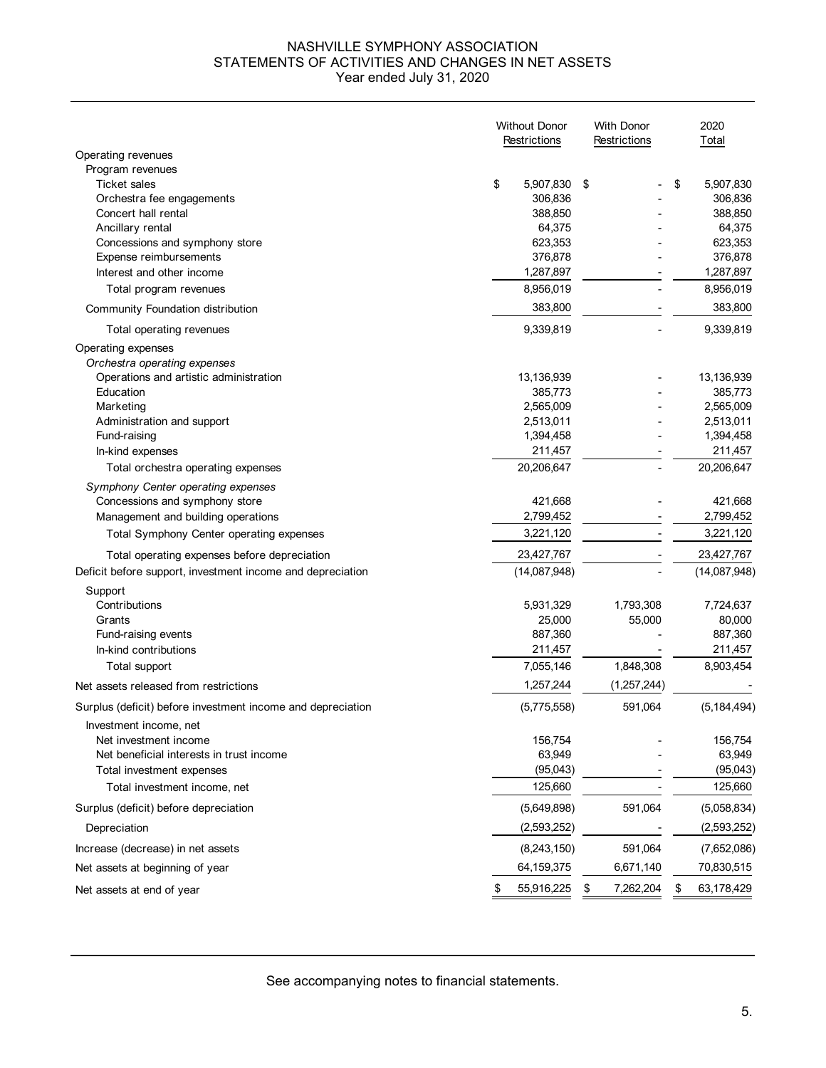# NASHVILLE SYMPHONY ASSOCIATION
## STATEMENTS OF ACTIVITIES AND CHANGES IN NET ASSETS
### Year ended July 31, 2020

| | Without Donor Restrictions | With Donor Restrictions | 2020 Total |
|---|---|---|---|
| Operating revenues | | | |
| Program revenues | | | |
| Ticket sales | $ 5,907,830 | $ - | $ 5,907,830 |
| Orchestra fee engagements | 306,836 | - | 306,836 |
| Concert hall rental | 388,850 | - | 388,850 |
| Ancillary rental | 64,375 | - | 64,375 |
| Concessions and symphony store | 623,353 | - | 623,353 |
| Expense reimbursements | 376,878 | - | 376,878 |
| Interest and other income | 1,287,897 | - | 1,287,897 |
| Total program revenues | 8,956,019 | - | 8,956,019 |
| Community Foundation distribution | 383,800 | - | 383,800 |
| Total operating revenues | 9,339,819 | - | 9,339,819 |
| Operating expenses | | | |
| *Orchestra operating expenses* | | | |
| Operations and artistic administration | 13,136,939 | - | 13,136,939 |
| Education | 385,773 | - | 385,773 |
| Marketing | 2,565,009 | - | 2,565,009 |
| Administration and support | 2,513,011 | - | 2,513,011 |
| Fund-raising | 1,394,458 | - | 1,394,458 |
| In-kind expenses | 211,457 | - | 211,457 |
| Total orchestra operating expenses | 20,206,647 | - | 20,206,647 |
| *Symphony Center operating expenses* | | | |
| Concessions and symphony store | 421,668 | - | 421,668 |
| Management and building operations | 2,799,452 | - | 2,799,452 |
| Total Symphony Center operating expenses | 3,221,120 | - | 3,221,120 |
| Total operating expenses before depreciation | 23,427,767 | - | 23,427,767 |
| Deficit before support, investment income and depreciation | (14,087,948) | - | (14,087,948) |
| Support | | | |
| Contributions | 5,931,329 | 1,793,308 | 7,724,637 |
| Grants | 25,000 | 55,000 | 80,000 |
| Fund-raising events | 887,360 | - | 887,360 |
| In-kind contributions | 211,457 | - | 211,457 |
| Total support | 7,055,146 | 1,848,308 | 8,903,454 |
| Net assets released from restrictions | 1,257,244 | (1,257,244) | - |
| Surplus (deficit) before investment income and depreciation | (5,775,558) | 591,064 | (5,184,494) |
| Investment income, net | | | |
| Net investment income | 156,754 | - | 156,754 |
| Net beneficial interests in trust income | 63,949 | - | 63,949 |
| Total investment expenses | (95,043) | - | (95,043) |
| Total investment income, net | 125,660 | - | 125,660 |
| Surplus (deficit) before depreciation | (5,649,898) | 591,064 | (5,058,834) |
| Depreciation | (2,593,252) | - | (2,593,252) |
| Increase (decrease) in net assets | (8,243,150) | 591,064 | (7,652,086) |
| Net assets at beginning of year | 64,159,375 | 6,671,140 | 70,830,515 |
| Net assets at end of year | $ 55,916,225 | $ 7,262,204 | $ 63,178,429 |

See accompanying notes to financial statements.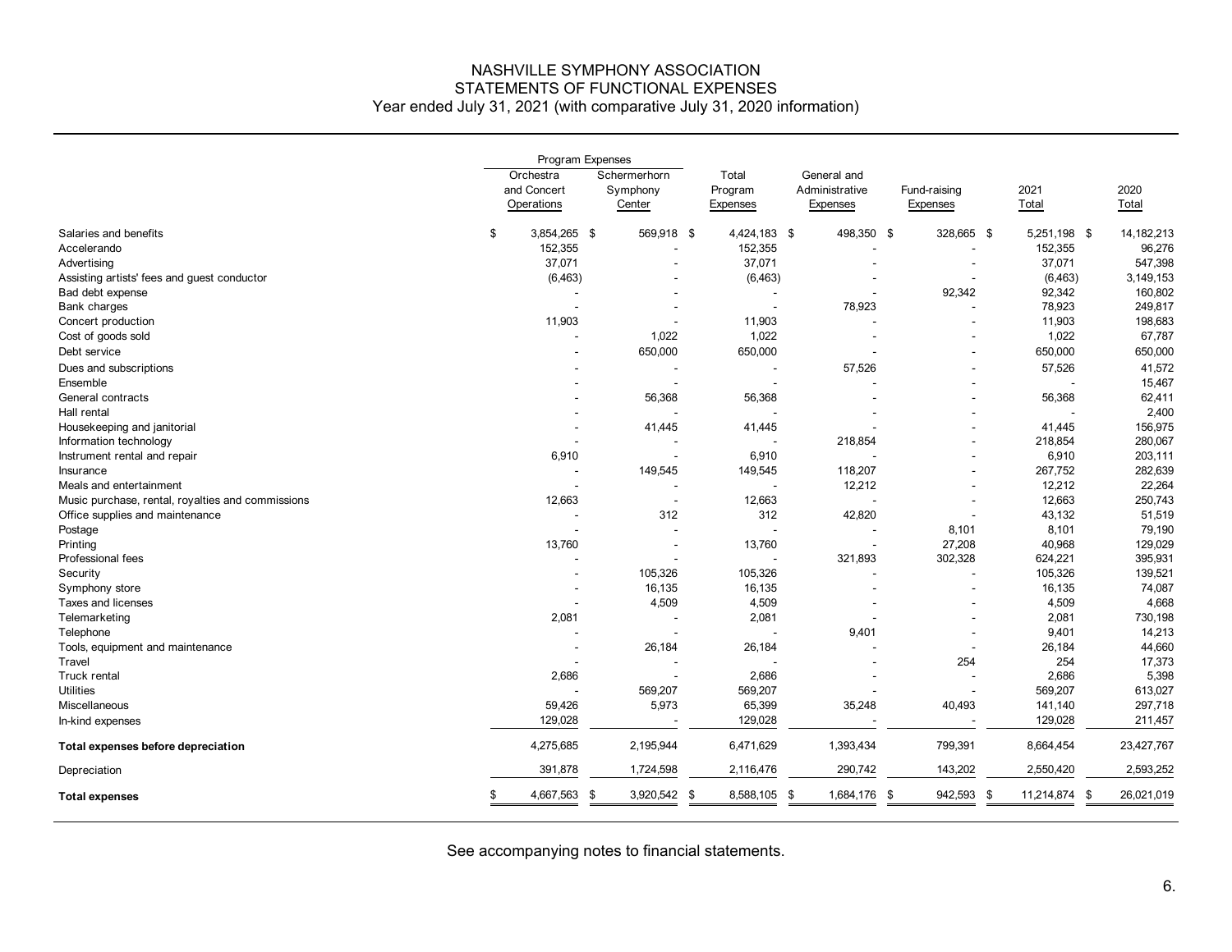# NASHVILLE SYMPHONY ASSOCIATION
## STATEMENTS OF FUNCTIONAL EXPENSES
### Year ended July 31, 2021 (with comparative July 31, 2020 information)

| | Program Expenses | | | | | | |
|---|---|---|---|---|---|---|---|
| | Orchestra and Concert Operations | Schermerhorn Symphony Center | Total Program Expenses | General and Administrative Expenses | Fund-raising Expenses | 2021 Total | 2020 Total |
| Salaries and benefits | $ 3,854,265 | $ 569,918 | $ 4,424,183 | $ 498,350 | $ 328,665 | $ 5,251,198 | $ 14,182,213 |
| Accelerando | 152,355 | - | 152,355 | - | - | 152,355 | 96,276 |
| Advertising | 37,071 | - | 37,071 | - | - | 37,071 | 547,398 |
| Assisting artists' fees and guest conductor | (6,463) | - | (6,463) | - | - | (6,463) | 3,149,153 |
| Bad debt expense | - | - | - | - | 92,342 | 92,342 | 160,802 |
| Bank charges | - | - | - | 78,923 | - | 78,923 | 249,817 |
| Concert production | 11,903 | - | 11,903 | - | - | 11,903 | 198,683 |
| Cost of goods sold | - | 1,022 | 1,022 | - | - | 1,022 | 67,787 |
| Debt service | - | 650,000 | 650,000 | - | - | 650,000 | 650,000 |
| Dues and subscriptions | - | - | - | 57,526 | - | 57,526 | 41,572 |
| Ensemble | - | - | - | - | - | - | 15,467 |
| General contracts | - | 56,368 | 56,368 | - | - | 56,368 | 62,411 |
| Hall rental | - | - | - | - | - | - | 2,400 |
| Housekeeping and janitorial | - | 41,445 | 41,445 | - | - | 41,445 | 156,975 |
| Information technology | - | - | - | 218,854 | - | 218,854 | 280,067 |
| Instrument rental and repair | 6,910 | - | 6,910 | - | - | 6,910 | 203,111 |
| Insurance | - | 149,545 | 149,545 | 118,207 | - | 267,752 | 282,639 |
| Meals and entertainment | - | - | - | 12,212 | - | 12,212 | 22,264 |
| Music purchase, rental, royalties and commissions | 12,663 | - | 12,663 | - | - | 12,663 | 250,743 |
| Office supplies and maintenance | - | 312 | 312 | 42,820 | - | 43,132 | 51,519 |
| Postage | - | - | - | - | 8,101 | 8,101 | 79,190 |
| Printing | 13,760 | - | 13,760 | - | 27,208 | 40,968 | 129,029 |
| Professional fees | - | - | - | 321,893 | 302,328 | 624,221 | 395,931 |
| Security | - | 105,326 | 105,326 | - | - | 105,326 | 139,521 |
| Symphony store | - | 16,135 | 16,135 | - | - | 16,135 | 74,087 |
| Taxes and licenses | - | 4,509 | 4,509 | - | - | 4,509 | 4,668 |
| Telemarketing | 2,081 | - | 2,081 | - | - | 2,081 | 730,198 |
| Telephone | - | - | - | 9,401 | - | 9,401 | 14,213 |
| Tools, equipment and maintenance | - | 26,184 | 26,184 | - | - | 26,184 | 44,660 |
| Travel | - | - | - | - | 254 | 254 | 17,373 |
| Truck rental | 2,686 | - | 2,686 | - | - | 2,686 | 5,398 |
| Utilities | - | 569,207 | 569,207 | - | - | 569,207 | 613,027 |
| Miscellaneous | 59,426 | 5,973 | 65,399 | 35,248 | 40,493 | 141,140 | 297,718 |
| In-kind expenses | 129,028 | - | 129,028 | - | - | 129,028 | 211,457 |
| **Total expenses before depreciation** | 4,275,685 | 2,195,944 | 6,471,629 | 1,393,434 | 799,391 | 8,664,454 | 23,427,767 |
| Depreciation | 391,878 | 1,724,598 | 2,116,476 | 290,742 | 143,202 | 2,550,420 | 2,593,252 |
| **Total expenses** | $ 4,667,563 | $ 3,920,542 | $ 8,588,105 | $ 1,684,176 | $ 942,593 | $ 11,214,874 | $ 26,021,019 |

See accompanying notes to financial statements.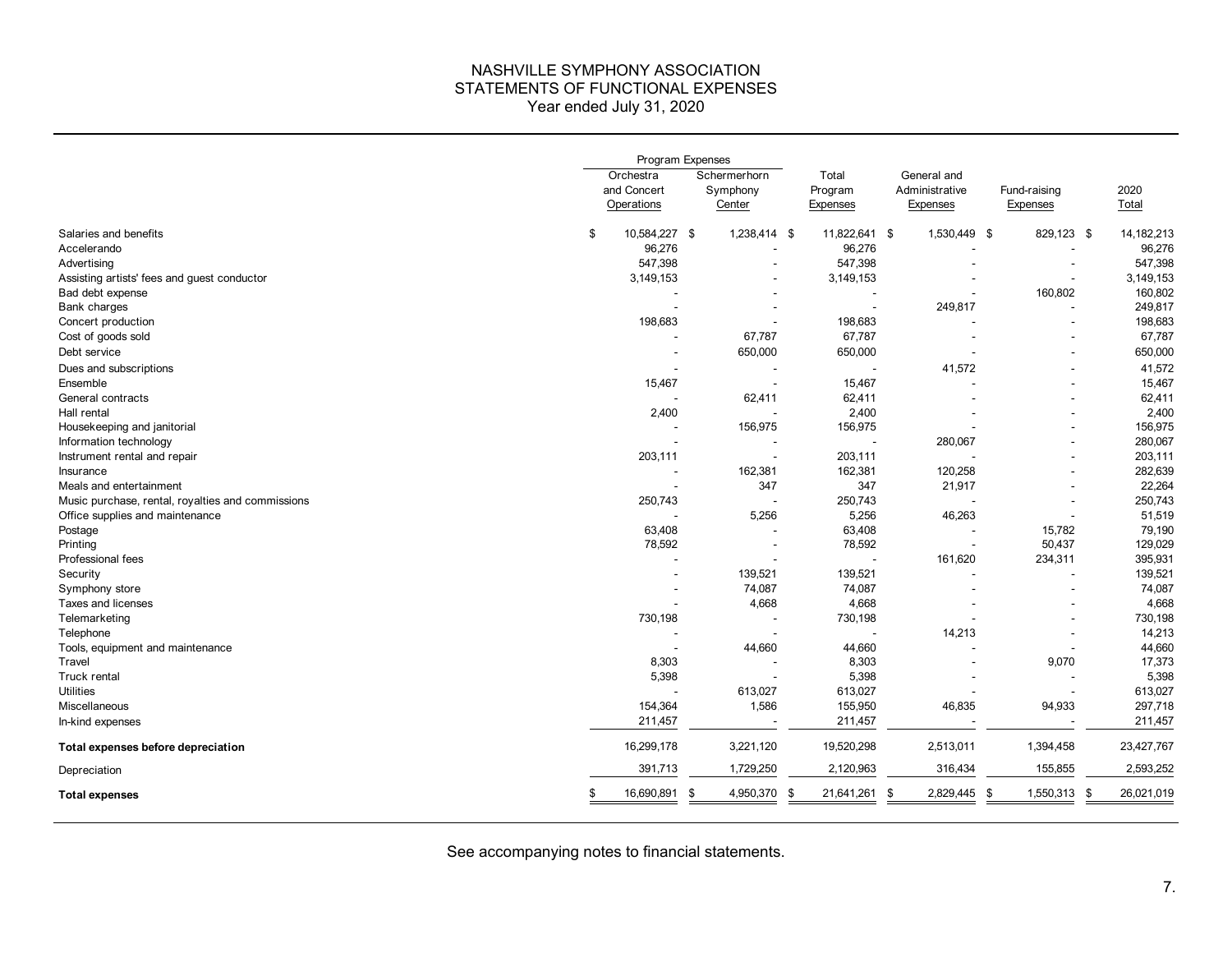# NASHVILLE SYMPHONY ASSOCIATION
## STATEMENTS OF FUNCTIONAL EXPENSES
### Year ended July 31, 2020

| | Program Expenses | | | | | |
|---|---|---|---|---|---|---|
| | Orchestra and Concert Operations | Schermerhorn Symphony Center | Total Program Expenses | General and Administrative Expenses | Fund-raising Expenses | 2020 Total |
| Salaries and benefits | $ 10,584,227 | $ 1,238,414 | $ 11,822,641 | $ 1,530,449 | $ 829,123 | $ 14,182,213 |
| Accelerando | 96,276 | - | 96,276 | - | - | 96,276 |
| Advertising | 547,398 | - | 547,398 | - | - | 547,398 |
| Assisting artists' fees and guest conductor | 3,149,153 | - | 3,149,153 | - | - | 3,149,153 |
| Bad debt expense | - | - | - | - | 160,802 | 160,802 |
| Bank charges | - | - | - | 249,817 | - | 249,817 |
| Concert production | 198,683 | - | 198,683 | - | - | 198,683 |
| Cost of goods sold | - | 67,787 | 67,787 | - | - | 67,787 |
| Debt service | - | 650,000 | 650,000 | - | - | 650,000 |
| Dues and subscriptions | - | - | - | 41,572 | - | 41,572 |
| Ensemble | 15,467 | - | 15,467 | - | - | 15,467 |
| General contracts | - | 62,411 | 62,411 | - | - | 62,411 |
| Hall rental | 2,400 | - | 2,400 | - | - | 2,400 |
| Housekeeping and janitorial | - | 156,975 | 156,975 | - | - | 156,975 |
| Information technology | - | - | - | 280,067 | - | 280,067 |
| Instrument rental and repair | 203,111 | - | 203,111 | - | - | 203,111 |
| Insurance | - | 162,381 | 162,381 | 120,258 | - | 282,639 |
| Meals and entertainment | - | 347 | 347 | 21,917 | - | 22,264 |
| Music purchase, rental, royalties and commissions | 250,743 | - | 250,743 | - | - | 250,743 |
| Office supplies and maintenance | - | 5,256 | 5,256 | 46,263 | - | 51,519 |
| Postage | 63,408 | - | 63,408 | - | 15,782 | 79,190 |
| Printing | 78,592 | - | 78,592 | - | 50,437 | 129,029 |
| Professional fees | - | - | - | 161,620 | 234,311 | 395,931 |
| Security | - | 139,521 | 139,521 | - | - | 139,521 |
| Symphony store | - | 74,087 | 74,087 | - | - | 74,087 |
| Taxes and licenses | - | 4,668 | 4,668 | - | - | 4,668 |
| Telemarketing | 730,198 | - | 730,198 | - | - | 730,198 |
| Telephone | - | - | - | 14,213 | - | 14,213 |
| Tools, equipment and maintenance | - | 44,660 | 44,660 | - | - | 44,660 |
| Travel | 8,303 | - | 8,303 | - | 9,070 | 17,373 |
| Truck rental | 5,398 | - | 5,398 | - | - | 5,398 |
| Utilities | - | 613,027 | 613,027 | - | - | 613,027 |
| Miscellaneous | 154,364 | 1,586 | 155,950 | 46,835 | 94,933 | 297,718 |
| In-kind expenses | 211,457 | - | 211,457 | - | - | 211,457 |
| **Total expenses before depreciation** | 16,299,178 | 3,221,120 | 19,520,298 | 2,513,011 | 1,394,458 | 23,427,767 |
| Depreciation | 391,713 | 1,729,250 | 2,120,963 | 316,434 | 155,855 | 2,593,252 |
| **Total expenses** | $ 16,690,891 | $ 4,950,370 | $ 21,641,261 | $ 2,829,445 | $ 1,550,313 | $ 26,021,019 |

See accompanying notes to financial statements.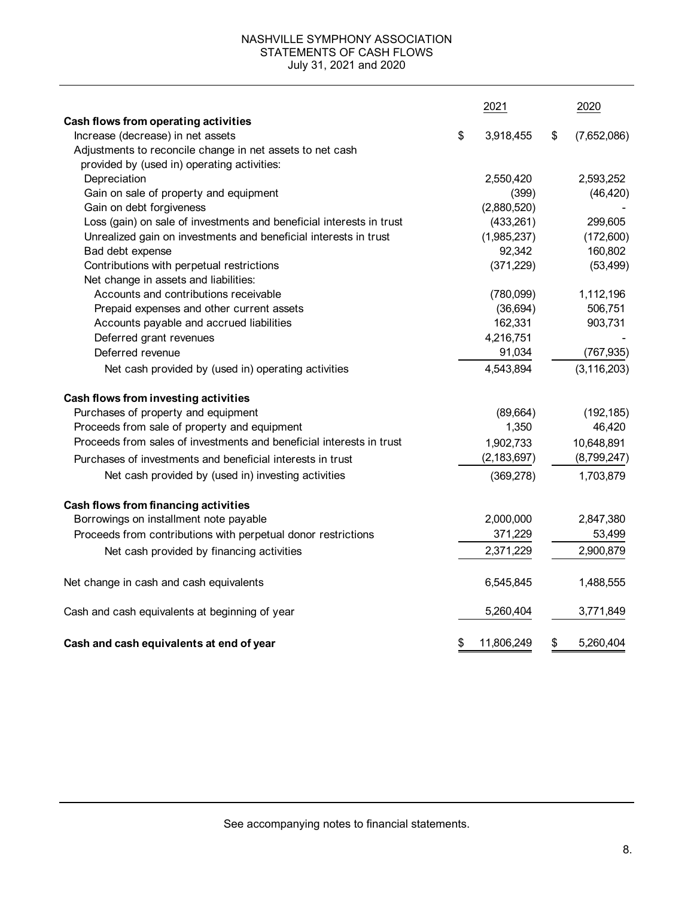# NASHVILLE SYMPHONY ASSOCIATION
## STATEMENTS OF CASH FLOWS
July 31, 2021 and 2020

| | 2021 | 2020 |
|---|---|---|
| **Cash flows from operating activities** | | |
| Increase (decrease) in net assets | $ 3,918,455 | $ (7,652,086) |
| Adjustments to reconcile change in net assets to net cash provided by (used in) operating activities: | | |
| Depreciation | 2,550,420 | 2,593,252 |
| Gain on sale of property and equipment | (399) | (46,420) |
| Gain on debt forgiveness | (2,880,520) | - |
| Loss (gain) on sale of investments and beneficial interests in trust | (433,261) | 299,605 |
| Unrealized gain on investments and beneficial interests in trust | (1,985,237) | (172,600) |
| Bad debt expense | 92,342 | 160,802 |
| Contributions with perpetual restrictions | (371,229) | (53,499) |
| Net change in assets and liabilities: | | |
| Accounts and contributions receivable | (780,099) | 1,112,196 |
| Prepaid expenses and other current assets | (36,694) | 506,751 |
| Accounts payable and accrued liabilities | 162,331 | 903,731 |
| Deferred grant revenues | 4,216,751 | - |
| Deferred revenue | 91,034 | (767,935) |
| Net cash provided by (used in) operating activities | 4,543,894 | (3,116,203) |
| **Cash flows from investing activities** | | |
| Purchases of property and equipment | (89,664) | (192,185) |
| Proceeds from sale of property and equipment | 1,350 | 46,420 |
| Proceeds from sales of investments and beneficial interests in trust | 1,902,733 | 10,648,891 |
| Purchases of investments and beneficial interests in trust | (2,183,697) | (8,799,247) |
| Net cash provided by (used in) investing activities | (369,278) | 1,703,879 |
| **Cash flows from financing activities** | | |
| Borrowings on installment note payable | 2,000,000 | 2,847,380 |
| Proceeds from contributions with perpetual donor restrictions | 371,229 | 53,499 |
| Net cash provided by financing activities | 2,371,229 | 2,900,879 |
| Net change in cash and cash equivalents | 6,545,845 | 1,488,555 |
| Cash and cash equivalents at beginning of year | 5,260,404 | 3,771,849 |
| **Cash and cash equivalents at end of year** | $ 11,806,249 | $ 5,260,404 |

See accompanying notes to financial statements.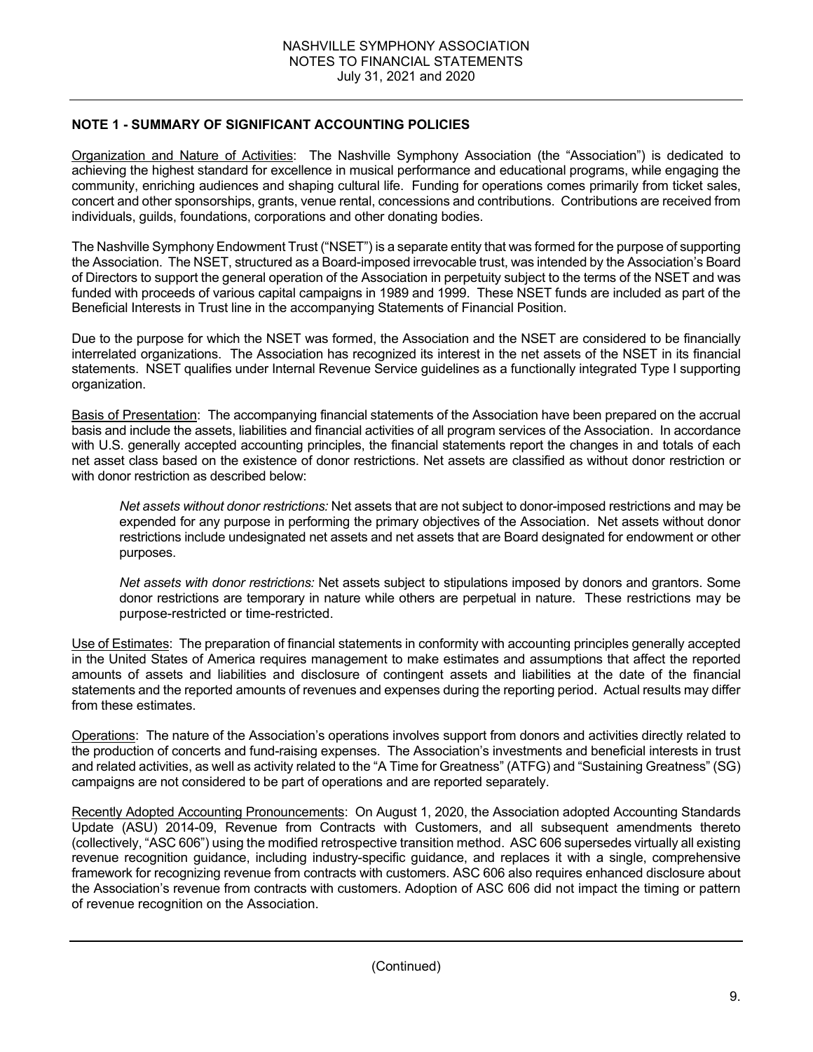## NOTE 1 - SUMMARY OF SIGNIFICANT ACCOUNTING POLICIES

Organization and Nature of Activities: The Nashville Symphony Association (the "Association") is dedicated to achieving the highest standard for excellence in musical performance and educational programs, while engaging the community, enriching audiences and shaping cultural life. Funding for operations comes primarily from ticket sales, concert and other sponsorships, grants, venue rental, concessions and contributions. Contributions are received from individuals, guilds, foundations, corporations and other donating bodies.

The Nashville Symphony Endowment Trust ("NSET") is a separate entity that was formed for the purpose of supporting the Association. The NSET, structured as a Board-imposed irrevocable trust, was intended by the Association's Board of Directors to support the general operation of the Association in perpetuity subject to the terms of the NSET and was funded with proceeds of various capital campaigns in 1989 and 1999. These NSET funds are included as part of the Beneficial Interests in Trust line in the accompanying Statements of Financial Position.

Due to the purpose for which the NSET was formed, the Association and the NSET are considered to be financially interrelated organizations. The Association has recognized its interest in the net assets of the NSET in its financial statements. NSET qualifies under Internal Revenue Service guidelines as a functionally integrated Type I supporting organization.

Basis of Presentation: The accompanying financial statements of the Association have been prepared on the accrual basis and include the assets, liabilities and financial activities of all program services of the Association. In accordance with U.S. generally accepted accounting principles, the financial statements report the changes in and totals of each net asset class based on the existence of donor restrictions. Net assets are classified as without donor restriction or with donor restriction as described below:

*Net assets without donor restrictions:* Net assets that are not subject to donor-imposed restrictions and may be expended for any purpose in performing the primary objectives of the Association. Net assets without donor restrictions include undesignated net assets and net assets that are Board designated for endowment or other purposes.

*Net assets with donor restrictions:* Net assets subject to stipulations imposed by donors and grantors. Some donor restrictions are temporary in nature while others are perpetual in nature. These restrictions may be purpose-restricted or time-restricted.

Use of Estimates: The preparation of financial statements in conformity with accounting principles generally accepted in the United States of America requires management to make estimates and assumptions that affect the reported amounts of assets and liabilities and disclosure of contingent assets and liabilities at the date of the financial statements and the reported amounts of revenues and expenses during the reporting period. Actual results may differ from these estimates.

Operations: The nature of the Association's operations involves support from donors and activities directly related to the production of concerts and fund-raising expenses. The Association's investments and beneficial interests in trust and related activities, as well as activity related to the "A Time for Greatness" (ATFG) and "Sustaining Greatness" (SG) campaigns are not considered to be part of operations and are reported separately.

Recently Adopted Accounting Pronouncements: On August 1, 2020, the Association adopted Accounting Standards Update (ASU) 2014-09, Revenue from Contracts with Customers, and all subsequent amendments thereto (collectively, "ASC 606") using the modified retrospective transition method. ASC 606 supersedes virtually all existing revenue recognition guidance, including industry-specific guidance, and replaces it with a single, comprehensive framework for recognizing revenue from contracts with customers. ASC 606 also requires enhanced disclosure about the Association's revenue from contracts with customers. Adoption of ASC 606 did not impact the timing or pattern of revenue recognition on the Association.

(Continued)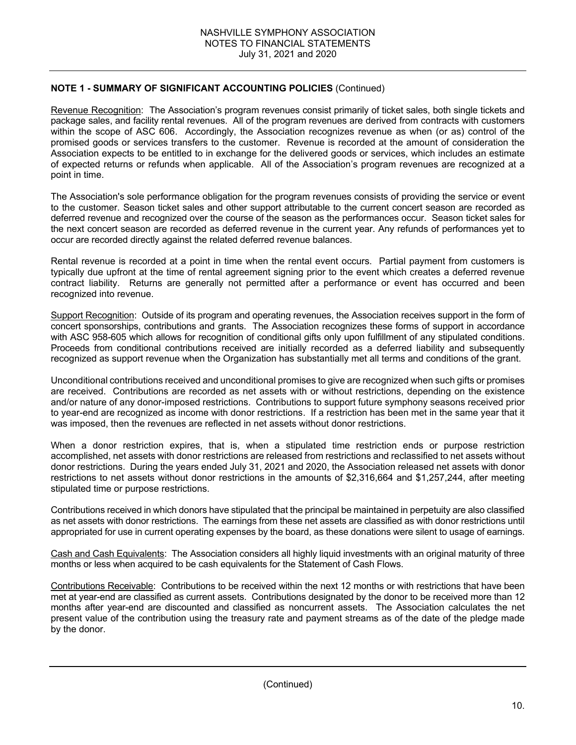**NOTE 1 - SUMMARY OF SIGNIFICANT ACCOUNTING POLICIES** (Continued)

Revenue Recognition: The Association's program revenues consist primarily of ticket sales, both single tickets and package sales, and facility rental revenues. All of the program revenues are derived from contracts with customers within the scope of ASC 606. Accordingly, the Association recognizes revenue as when (or as) control of the promised goods or services transfers to the customer. Revenue is recorded at the amount of consideration the Association expects to be entitled to in exchange for the delivered goods or services, which includes an estimate of expected returns or refunds when applicable. All of the Association's program revenues are recognized at a point in time.

The Association's sole performance obligation for the program revenues consists of providing the service or event to the customer. Season ticket sales and other support attributable to the current concert season are recorded as deferred revenue and recognized over the course of the season as the performances occur. Season ticket sales for the next concert season are recorded as deferred revenue in the current year. Any refunds of performances yet to occur are recorded directly against the related deferred revenue balances.

Rental revenue is recorded at a point in time when the rental event occurs. Partial payment from customers is typically due upfront at the time of rental agreement signing prior to the event which creates a deferred revenue contract liability. Returns are generally not permitted after a performance or event has occurred and been recognized into revenue.

Support Recognition: Outside of its program and operating revenues, the Association receives support in the form of concert sponsorships, contributions and grants. The Association recognizes these forms of support in accordance with ASC 958-605 which allows for recognition of conditional gifts only upon fulfillment of any stipulated conditions. Proceeds from conditional contributions received are initially recorded as a deferred liability and subsequently recognized as support revenue when the Organization has substantially met all terms and conditions of the grant.

Unconditional contributions received and unconditional promises to give are recognized when such gifts or promises are received. Contributions are recorded as net assets with or without restrictions, depending on the existence and/or nature of any donor-imposed restrictions. Contributions to support future symphony seasons received prior to year-end are recognized as income with donor restrictions. If a restriction has been met in the same year that it was imposed, then the revenues are reflected in net assets without donor restrictions.

When a donor restriction expires, that is, when a stipulated time restriction ends or purpose restriction accomplished, net assets with donor restrictions are released from restrictions and reclassified to net assets without donor restrictions. During the years ended July 31, 2021 and 2020, the Association released net assets with donor restrictions to net assets without donor restrictions in the amounts of $2,316,664 and $1,257,244, after meeting stipulated time or purpose restrictions.

Contributions received in which donors have stipulated that the principal be maintained in perpetuity are also classified as net assets with donor restrictions. The earnings from these net assets are classified as with donor restrictions until appropriated for use in current operating expenses by the board, as these donations were silent to usage of earnings.

Cash and Cash Equivalents: The Association considers all highly liquid investments with an original maturity of three months or less when acquired to be cash equivalents for the Statement of Cash Flows.

Contributions Receivable: Contributions to be received within the next 12 months or with restrictions that have been met at year-end are classified as current assets. Contributions designated by the donor to be received more than 12 months after year-end are discounted and classified as noncurrent assets. The Association calculates the net present value of the contribution using the treasury rate and payment streams as of the date of the pledge made by the donor.

(Continued)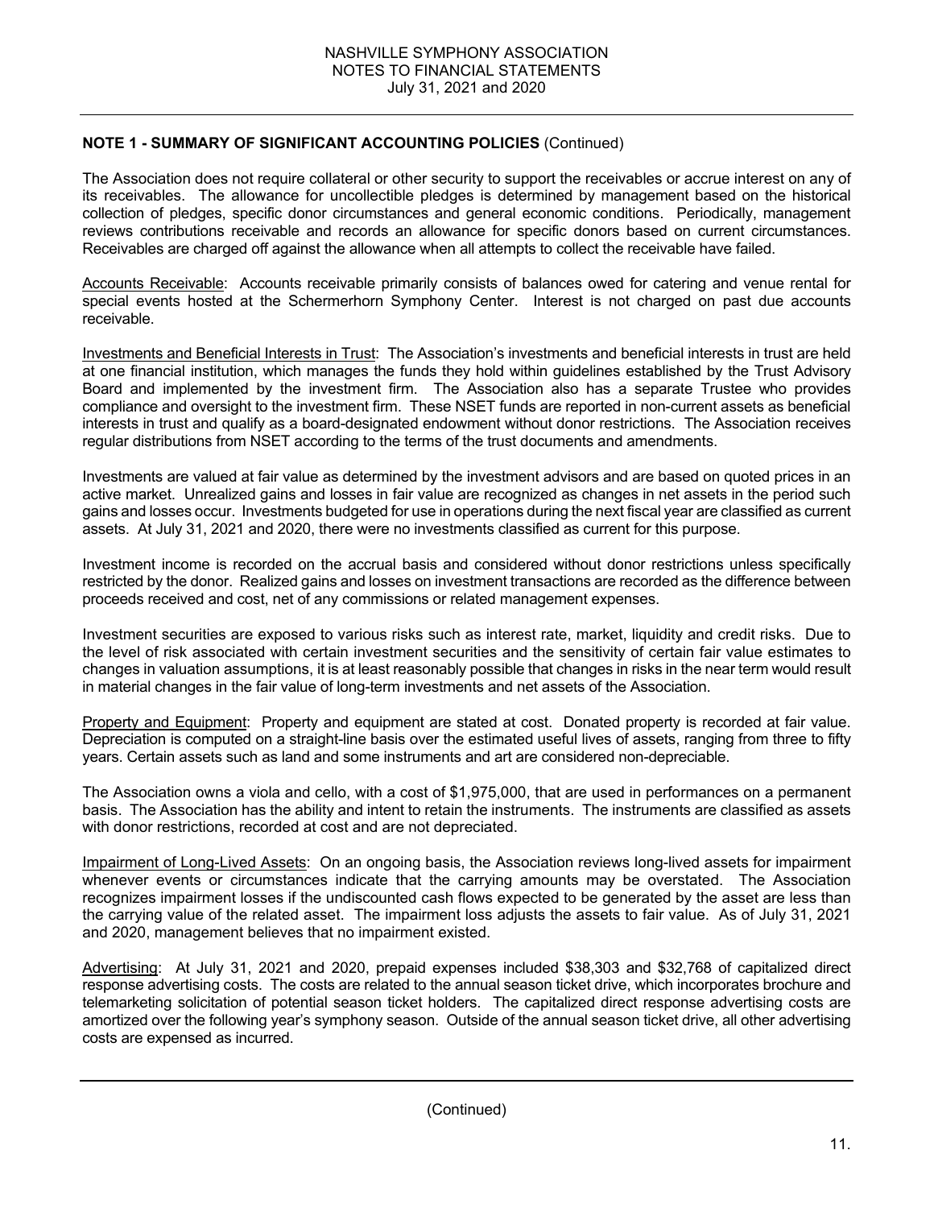## NOTE 1 - SUMMARY OF SIGNIFICANT ACCOUNTING POLICIES (Continued)

The Association does not require collateral or other security to support the receivables or accrue interest on any of its receivables. The allowance for uncollectible pledges is determined by management based on the historical collection of pledges, specific donor circumstances and general economic conditions. Periodically, management reviews contributions receivable and records an allowance for specific donors based on current circumstances. Receivables are charged off against the allowance when all attempts to collect the receivable have failed.

Accounts Receivable: Accounts receivable primarily consists of balances owed for catering and venue rental for special events hosted at the Schermerhorn Symphony Center. Interest is not charged on past due accounts receivable.

Investments and Beneficial Interests in Trust: The Association's investments and beneficial interests in trust are held at one financial institution, which manages the funds they hold within guidelines established by the Trust Advisory Board and implemented by the investment firm. The Association also has a separate Trustee who provides compliance and oversight to the investment firm. These NSET funds are reported in non-current assets as beneficial interests in trust and qualify as a board-designated endowment without donor restrictions. The Association receives regular distributions from NSET according to the terms of the trust documents and amendments.

Investments are valued at fair value as determined by the investment advisors and are based on quoted prices in an active market. Unrealized gains and losses in fair value are recognized as changes in net assets in the period such gains and losses occur. Investments budgeted for use in operations during the next fiscal year are classified as current assets. At July 31, 2021 and 2020, there were no investments classified as current for this purpose.

Investment income is recorded on the accrual basis and considered without donor restrictions unless specifically restricted by the donor. Realized gains and losses on investment transactions are recorded as the difference between proceeds received and cost, net of any commissions or related management expenses.

Investment securities are exposed to various risks such as interest rate, market, liquidity and credit risks. Due to the level of risk associated with certain investment securities and the sensitivity of certain fair value estimates to changes in valuation assumptions, it is at least reasonably possible that changes in risks in the near term would result in material changes in the fair value of long-term investments and net assets of the Association.

Property and Equipment: Property and equipment are stated at cost. Donated property is recorded at fair value. Depreciation is computed on a straight-line basis over the estimated useful lives of assets, ranging from three to fifty years. Certain assets such as land and some instruments and art are considered non-depreciable.

The Association owns a viola and cello, with a cost of $1,975,000, that are used in performances on a permanent basis. The Association has the ability and intent to retain the instruments. The instruments are classified as assets with donor restrictions, recorded at cost and are not depreciated.

Impairment of Long-Lived Assets: On an ongoing basis, the Association reviews long-lived assets for impairment whenever events or circumstances indicate that the carrying amounts may be overstated. The Association recognizes impairment losses if the undiscounted cash flows expected to be generated by the asset are less than the carrying value of the related asset. The impairment loss adjusts the assets to fair value. As of July 31, 2021 and 2020, management believes that no impairment existed.

Advertising: At July 31, 2021 and 2020, prepaid expenses included $38,303 and $32,768 of capitalized direct response advertising costs. The costs are related to the annual season ticket drive, which incorporates brochure and telemarketing solicitation of potential season ticket holders. The capitalized direct response advertising costs are amortized over the following year's symphony season. Outside of the annual season ticket drive, all other advertising costs are expensed as incurred.

(Continued)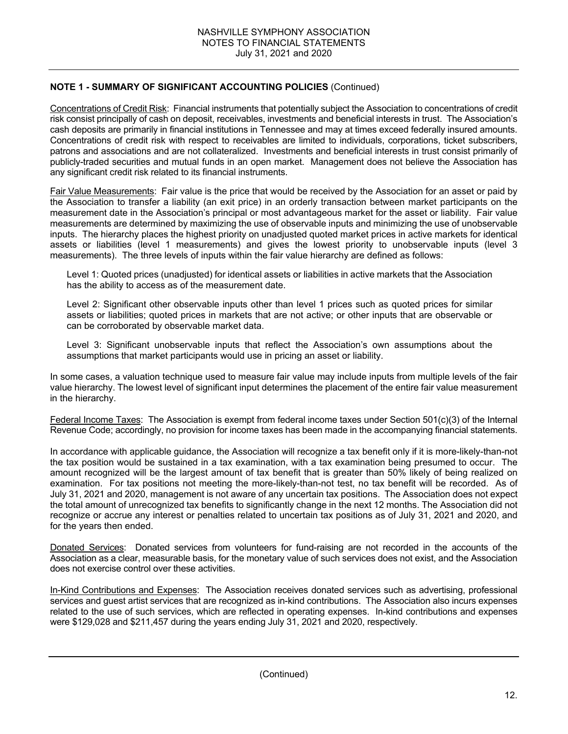**NOTE 1 - SUMMARY OF SIGNIFICANT ACCOUNTING POLICIES** (Continued)

Concentrations of Credit Risk: Financial instruments that potentially subject the Association to concentrations of credit risk consist principally of cash on deposit, receivables, investments and beneficial interests in trust. The Association's cash deposits are primarily in financial institutions in Tennessee and may at times exceed federally insured amounts. Concentrations of credit risk with respect to receivables are limited to individuals, corporations, ticket subscribers, patrons and associations and are not collateralized. Investments and beneficial interests in trust consist primarily of publicly-traded securities and mutual funds in an open market. Management does not believe the Association has any significant credit risk related to its financial instruments.

Fair Value Measurements: Fair value is the price that would be received by the Association for an asset or paid by the Association to transfer a liability (an exit price) in an orderly transaction between market participants on the measurement date in the Association's principal or most advantageous market for the asset or liability. Fair value measurements are determined by maximizing the use of observable inputs and minimizing the use of unobservable inputs. The hierarchy places the highest priority on unadjusted quoted market prices in active markets for identical assets or liabilities (level 1 measurements) and gives the lowest priority to unobservable inputs (level 3 measurements). The three levels of inputs within the fair value hierarchy are defined as follows:

Level 1: Quoted prices (unadjusted) for identical assets or liabilities in active markets that the Association has the ability to access as of the measurement date.

Level 2: Significant other observable inputs other than level 1 prices such as quoted prices for similar assets or liabilities; quoted prices in markets that are not active; or other inputs that are observable or can be corroborated by observable market data.

Level 3: Significant unobservable inputs that reflect the Association's own assumptions about the assumptions that market participants would use in pricing an asset or liability.

In some cases, a valuation technique used to measure fair value may include inputs from multiple levels of the fair value hierarchy. The lowest level of significant input determines the placement of the entire fair value measurement in the hierarchy.

Federal Income Taxes: The Association is exempt from federal income taxes under Section 501(c)(3) of the Internal Revenue Code; accordingly, no provision for income taxes has been made in the accompanying financial statements.

In accordance with applicable guidance, the Association will recognize a tax benefit only if it is more-likely-than-not the tax position would be sustained in a tax examination, with a tax examination being presumed to occur. The amount recognized will be the largest amount of tax benefit that is greater than 50% likely of being realized on examination. For tax positions not meeting the more-likely-than-not test, no tax benefit will be recorded. As of July 31, 2021 and 2020, management is not aware of any uncertain tax positions. The Association does not expect the total amount of unrecognized tax benefits to significantly change in the next 12 months. The Association did not recognize or accrue any interest or penalties related to uncertain tax positions as of July 31, 2021 and 2020, and for the years then ended.

Donated Services: Donated services from volunteers for fund-raising are not recorded in the accounts of the Association as a clear, measurable basis, for the monetary value of such services does not exist, and the Association does not exercise control over these activities.

In-Kind Contributions and Expenses: The Association receives donated services such as advertising, professional services and guest artist services that are recognized as in-kind contributions. The Association also incurs expenses related to the use of such services, which are reflected in operating expenses. In-kind contributions and expenses were $129,028 and $211,457 during the years ending July 31, 2021 and 2020, respectively.

(Continued)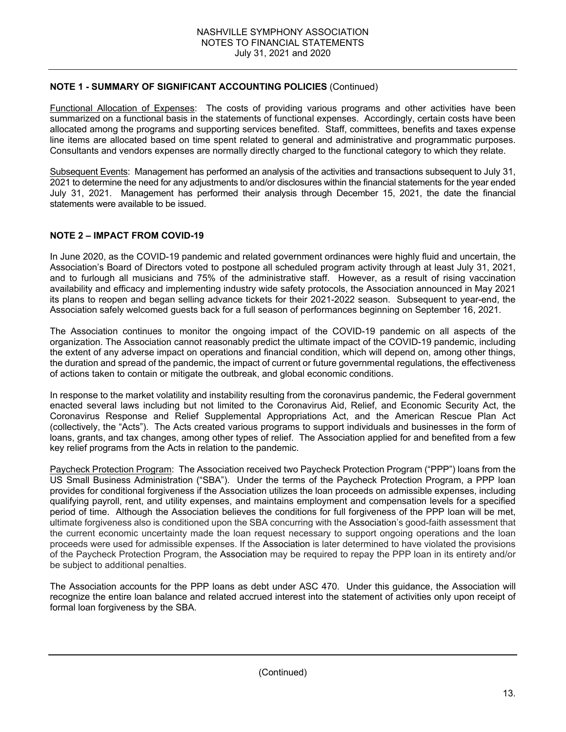**NOTE 1 - SUMMARY OF SIGNIFICANT ACCOUNTING POLICIES** (Continued)

Functional Allocation of Expenses: The costs of providing various programs and other activities have been summarized on a functional basis in the statements of functional expenses. Accordingly, certain costs have been allocated among the programs and supporting services benefited. Staff, committees, benefits and taxes expense line items are allocated based on time spent related to general and administrative and programmatic purposes. Consultants and vendors expenses are normally directly charged to the functional category to which they relate.

Subsequent Events: Management has performed an analysis of the activities and transactions subsequent to July 31, 2021 to determine the need for any adjustments to and/or disclosures within the financial statements for the year ended July 31, 2021. Management has performed their analysis through December 15, 2021, the date the financial statements were available to be issued.

**NOTE 2 – IMPACT FROM COVID-19**

In June 2020, as the COVID-19 pandemic and related government ordinances were highly fluid and uncertain, the Association's Board of Directors voted to postpone all scheduled program activity through at least July 31, 2021, and to furlough all musicians and 75% of the administrative staff. However, as a result of rising vaccination availability and efficacy and implementing industry wide safety protocols, the Association announced in May 2021 its plans to reopen and began selling advance tickets for their 2021-2022 season. Subsequent to year-end, the Association safely welcomed guests back for a full season of performances beginning on September 16, 2021.

The Association continues to monitor the ongoing impact of the COVID-19 pandemic on all aspects of the organization. The Association cannot reasonably predict the ultimate impact of the COVID-19 pandemic, including the extent of any adverse impact on operations and financial condition, which will depend on, among other things, the duration and spread of the pandemic, the impact of current or future governmental regulations, the effectiveness of actions taken to contain or mitigate the outbreak, and global economic conditions.

In response to the market volatility and instability resulting from the coronavirus pandemic, the Federal government enacted several laws including but not limited to the Coronavirus Aid, Relief, and Economic Security Act, the Coronavirus Response and Relief Supplemental Appropriations Act, and the American Rescue Plan Act (collectively, the "Acts"). The Acts created various programs to support individuals and businesses in the form of loans, grants, and tax changes, among other types of relief. The Association applied for and benefited from a few key relief programs from the Acts in relation to the pandemic.

Paycheck Protection Program: The Association received two Paycheck Protection Program ("PPP") loans from the US Small Business Administration ("SBA"). Under the terms of the Paycheck Protection Program, a PPP loan provides for conditional forgiveness if the Association utilizes the loan proceeds on admissible expenses, including qualifying payroll, rent, and utility expenses, and maintains employment and compensation levels for a specified period of time. Although the Association believes the conditions for full forgiveness of the PPP loan will be met, ultimate forgiveness also is conditioned upon the SBA concurring with the Association's good-faith assessment that the current economic uncertainty made the loan request necessary to support ongoing operations and the loan proceeds were used for admissible expenses. If the Association is later determined to have violated the provisions of the Paycheck Protection Program, the Association may be required to repay the PPP loan in its entirety and/or be subject to additional penalties.

The Association accounts for the PPP loans as debt under ASC 470. Under this guidance, the Association will recognize the entire loan balance and related accrued interest into the statement of activities only upon receipt of formal loan forgiveness by the SBA.

(Continued)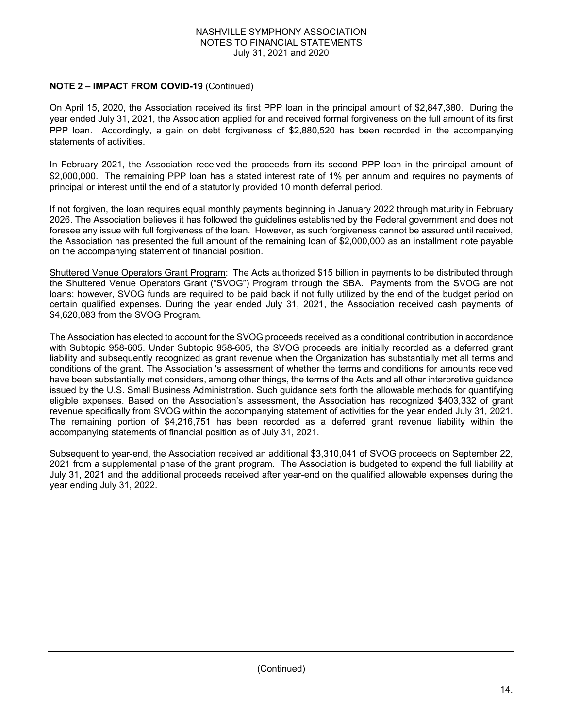**NOTE 2 – IMPACT FROM COVID-19** (Continued)

On April 15, 2020, the Association received its first PPP loan in the principal amount of $2,847,380. During the year ended July 31, 2021, the Association applied for and received formal forgiveness on the full amount of its first PPP loan. Accordingly, a gain on debt forgiveness of $2,880,520 has been recorded in the accompanying statements of activities.

In February 2021, the Association received the proceeds from its second PPP loan in the principal amount of $2,000,000. The remaining PPP loan has a stated interest rate of 1% per annum and requires no payments of principal or interest until the end of a statutorily provided 10 month deferral period.

If not forgiven, the loan requires equal monthly payments beginning in January 2022 through maturity in February 2026. The Association believes it has followed the guidelines established by the Federal government and does not foresee any issue with full forgiveness of the loan. However, as such forgiveness cannot be assured until received, the Association has presented the full amount of the remaining loan of $2,000,000 as an installment note payable on the accompanying statement of financial position.

Shuttered Venue Operators Grant Program: The Acts authorized $15 billion in payments to be distributed through the Shuttered Venue Operators Grant ("SVOG") Program through the SBA. Payments from the SVOG are not loans; however, SVOG funds are required to be paid back if not fully utilized by the end of the budget period on certain qualified expenses. During the year ended July 31, 2021, the Association received cash payments of $4,620,083 from the SVOG Program.

The Association has elected to account for the SVOG proceeds received as a conditional contribution in accordance with Subtopic 958-605. Under Subtopic 958-605, the SVOG proceeds are initially recorded as a deferred grant liability and subsequently recognized as grant revenue when the Organization has substantially met all terms and conditions of the grant. The Association 's assessment of whether the terms and conditions for amounts received have been substantially met considers, among other things, the terms of the Acts and all other interpretive guidance issued by the U.S. Small Business Administration. Such guidance sets forth the allowable methods for quantifying eligible expenses. Based on the Association's assessment, the Association has recognized $403,332 of grant revenue specifically from SVOG within the accompanying statement of activities for the year ended July 31, 2021. The remaining portion of $4,216,751 has been recorded as a deferred grant revenue liability within the accompanying statements of financial position as of July 31, 2021.

Subsequent to year-end, the Association received an additional $3,310,041 of SVOG proceeds on September 22, 2021 from a supplemental phase of the grant program. The Association is budgeted to expend the full liability at July 31, 2021 and the additional proceeds received after year-end on the qualified allowable expenses during the year ending July 31, 2022.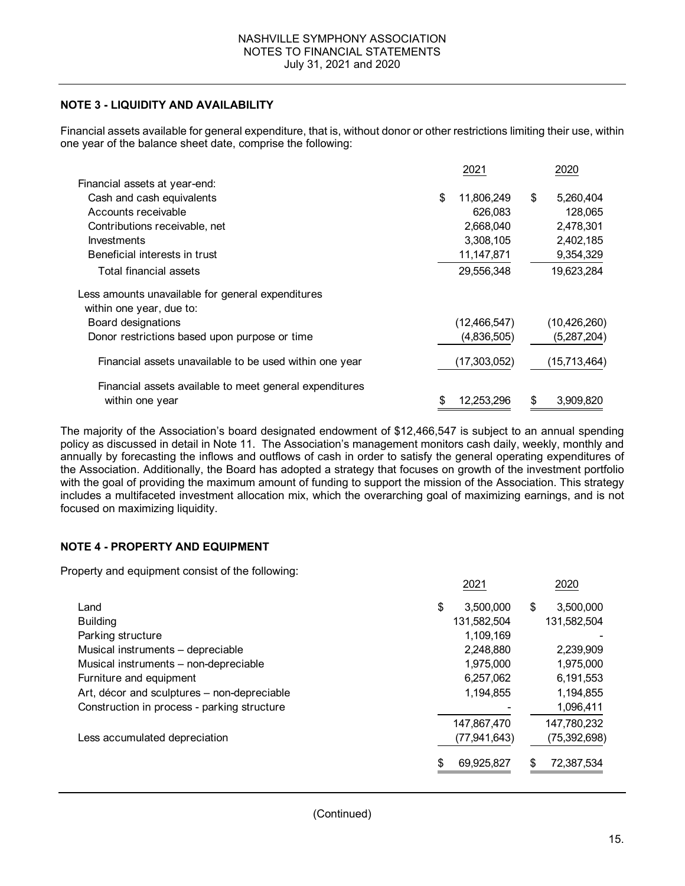## NOTE 3 - LIQUIDITY AND AVAILABILITY

Financial assets available for general expenditure, that is, without donor or other restrictions limiting their use, within one year of the balance sheet date, comprise the following:

| | 2021 | 2020 |
|---|---|---|
| Financial assets at year-end: | | |
| Cash and cash equivalents | $ 11,806,249 | $ 5,260,404 |
| Accounts receivable | 626,083 | 128,065 |
| Contributions receivable, net | 2,668,040 | 2,478,301 |
| Investments | 3,308,105 | 2,402,185 |
| Beneficial interests in trust | 11,147,871 | 9,354,329 |
| Total financial assets | 29,556,348 | 19,623,284 |
| Less amounts unavailable for general expenditures within one year, due to: | | |
| Board designations | (12,466,547) | (10,426,260) |
| Donor restrictions based upon purpose or time | (4,836,505) | (5,287,204) |
| Financial assets unavailable to be used within one year | (17,303,052) | (15,713,464) |
| Financial assets available to meet general expenditures within one year | $ 12,253,296 | $ 3,909,820 |

The majority of the Association's board designated endowment of $12,466,547 is subject to an annual spending policy as discussed in detail in Note 11. The Association's management monitors cash daily, weekly, monthly and annually by forecasting the inflows and outflows of cash in order to satisfy the general operating expenditures of the Association. Additionally, the Board has adopted a strategy that focuses on growth of the investment portfolio with the goal of providing the maximum amount of funding to support the mission of the Association. This strategy includes a multifaceted investment allocation mix, which the overarching goal of maximizing earnings, and is not focused on maximizing liquidity.

## NOTE 4 - PROPERTY AND EQUIPMENT

Property and equipment consist of the following:

| | 2021 | 2020 |
|---|---|---|
| Land | $ 3,500,000 | $ 3,500,000 |
| Building | 131,582,504 | 131,582,504 |
| Parking structure | 1,109,169 | - |
| Musical instruments – depreciable | 2,248,880 | 2,239,909 |
| Musical instruments – non-depreciable | 1,975,000 | 1,975,000 |
| Furniture and equipment | 6,257,062 | 6,191,553 |
| Art, décor and sculptures – non-depreciable | 1,194,855 | 1,194,855 |
| Construction in process - parking structure | - | 1,096,411 |
| | 147,867,470 | 147,780,232 |
| Less accumulated depreciation | (77,941,643) | (75,392,698) |
| | $ 69,925,827 | $ 72,387,534 |

(Continued)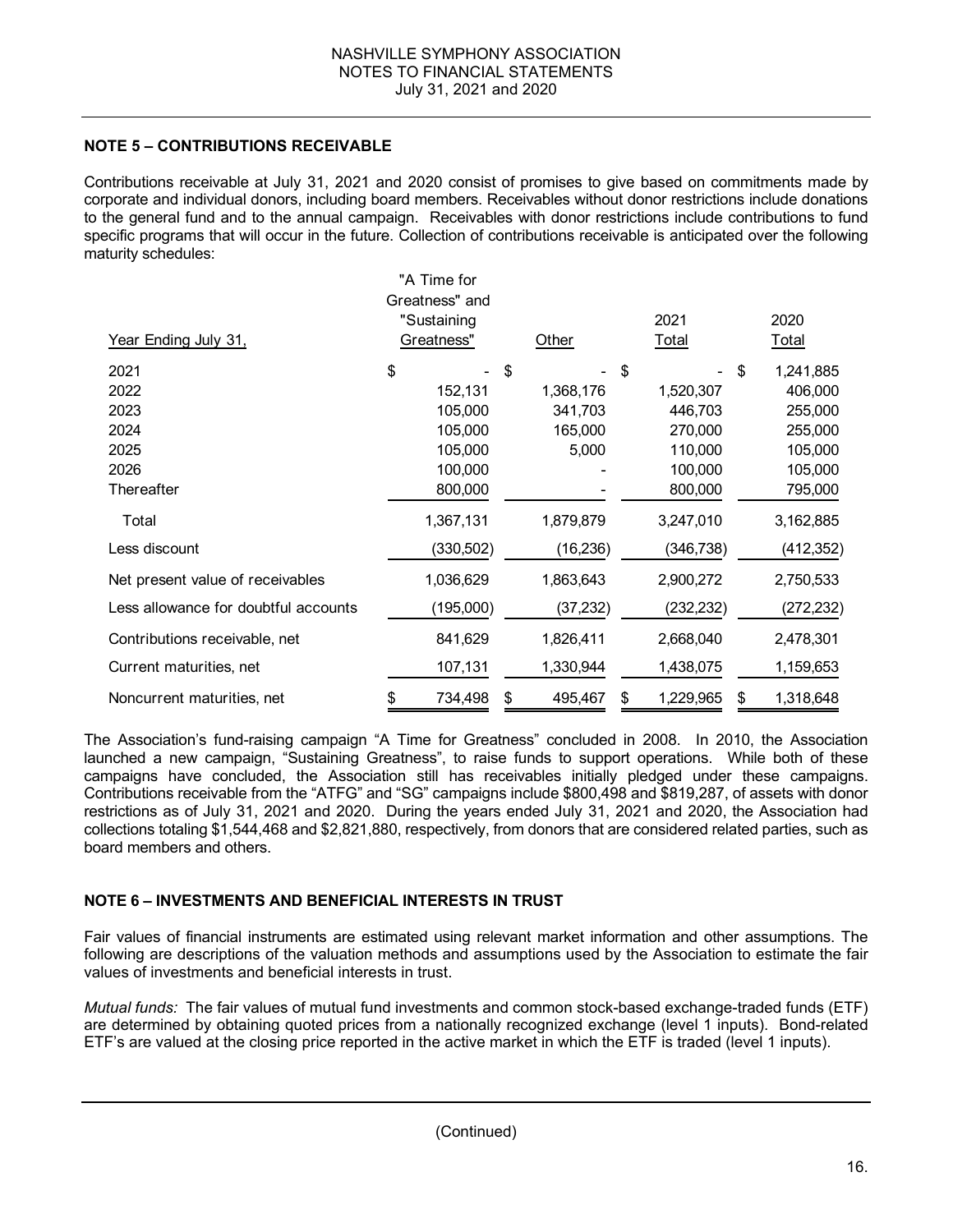### NOTE 5 – CONTRIBUTIONS RECEIVABLE

Contributions receivable at July 31, 2021 and 2020 consist of promises to give based on commitments made by corporate and individual donors, including board members. Receivables without donor restrictions include donations to the general fund and to the annual campaign. Receivables with donor restrictions include contributions to fund specific programs that will occur in the future. Collection of contributions receivable is anticipated over the following maturity schedules:

| Year Ending July 31, | "A Time for Greatness" and "Sustaining Greatness" | Other | 2021 Total | 2020 Total |
|---|---|---|---|---|
| 2021 | $ - | $ - | $ - | $ 1,241,885 |
| 2022 | 152,131 | 1,368,176 | 1,520,307 | 406,000 |
| 2023 | 105,000 | 341,703 | 446,703 | 255,000 |
| 2024 | 105,000 | 165,000 | 270,000 | 255,000 |
| 2025 | 105,000 | 5,000 | 110,000 | 105,000 |
| 2026 | 100,000 | - | 100,000 | 105,000 |
| Thereafter | 800,000 | - | 800,000 | 795,000 |
| Total | 1,367,131 | 1,879,879 | 3,247,010 | 3,162,885 |
| Less discount | (330,502) | (16,236) | (346,738) | (412,352) |
| Net present value of receivables | 1,036,629 | 1,863,643 | 2,900,272 | 2,750,533 |
| Less allowance for doubtful accounts | (195,000) | (37,232) | (232,232) | (272,232) |
| Contributions receivable, net | 841,629 | 1,826,411 | 2,668,040 | 2,478,301 |
| Current maturities, net | 107,131 | 1,330,944 | 1,438,075 | 1,159,653 |
| Noncurrent maturities, net | $ 734,498 | $ 495,467 | $ 1,229,965 | $ 1,318,648 |

The Association's fund-raising campaign "A Time for Greatness" concluded in 2008. In 2010, the Association launched a new campaign, "Sustaining Greatness", to raise funds to support operations. While both of these campaigns have concluded, the Association still has receivables initially pledged under these campaigns. Contributions receivable from the "ATFG" and "SG" campaigns include $800,498 and $819,287, of assets with donor restrictions as of July 31, 2021 and 2020. During the years ended July 31, 2021 and 2020, the Association had collections totaling $1,544,468 and $2,821,880, respectively, from donors that are considered related parties, such as board members and others.

### NOTE 6 – INVESTMENTS AND BENEFICIAL INTERESTS IN TRUST

Fair values of financial instruments are estimated using relevant market information and other assumptions. The following are descriptions of the valuation methods and assumptions used by the Association to estimate the fair values of investments and beneficial interests in trust.

*Mutual funds:* The fair values of mutual fund investments and common stock-based exchange-traded funds (ETF) are determined by obtaining quoted prices from a nationally recognized exchange (level 1 inputs). Bond-related ETF's are valued at the closing price reported in the active market in which the ETF is traded (level 1 inputs).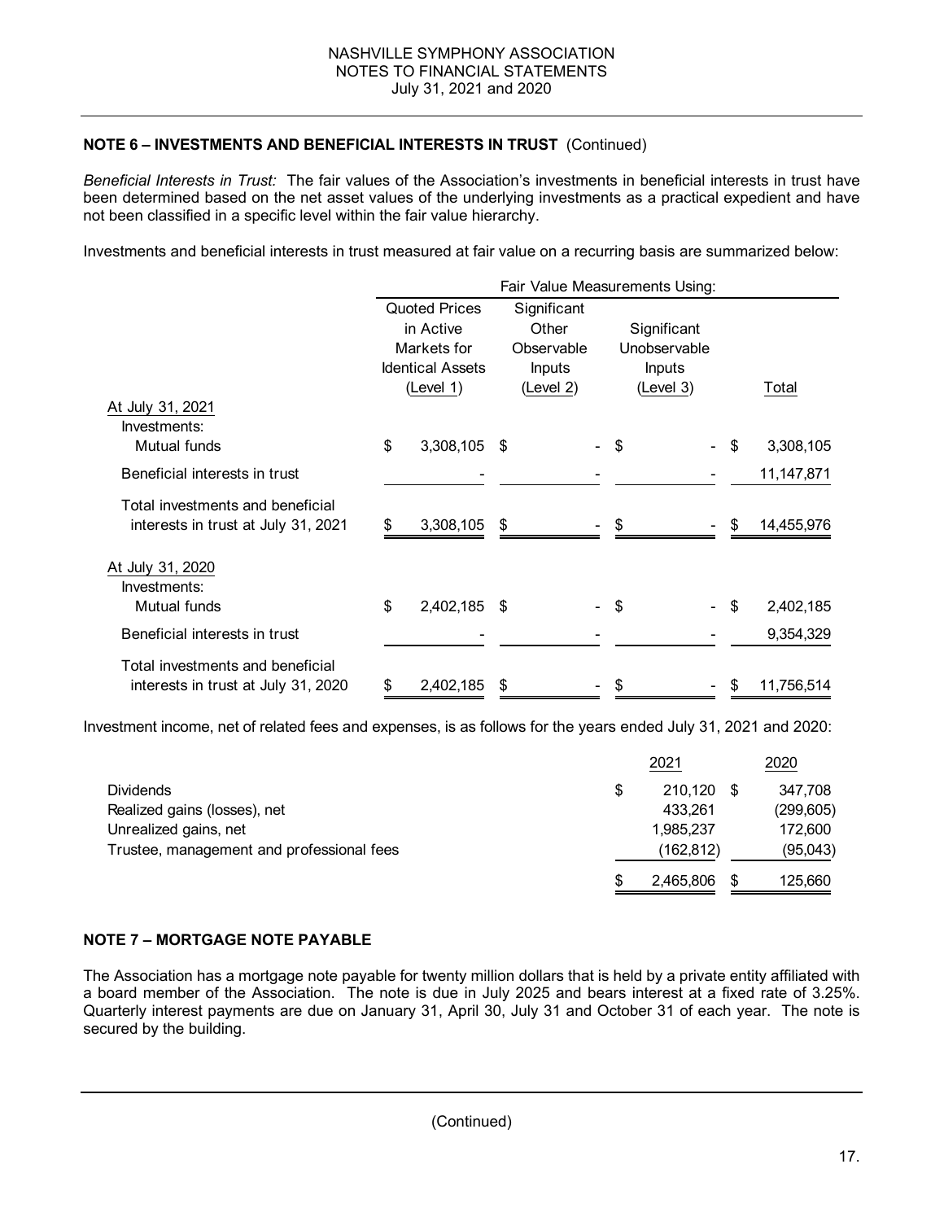## NOTE 6 – INVESTMENTS AND BENEFICIAL INTERESTS IN TRUST (Continued)

*Beneficial Interests in Trust:* The fair values of the Association's investments in beneficial interests in trust have been determined based on the net asset values of the underlying investments as a practical expedient and have not been classified in a specific level within the fair value hierarchy.

Investments and beneficial interests in trust measured at fair value on a recurring basis are summarized below:

| | Fair Value Measurements Using: | | | |
|---|---|---|---|---|
| | Quoted Prices in Active Markets for Identical Assets (Level 1) | Significant Other Observable Inputs (Level 2) | Significant Unobservable Inputs (Level 3) | Total |
| **At July 31, 2021** | | | | |
| Investments: | | | | |
| Mutual funds | $ 3,308,105 | $ - | $ - | $ 3,308,105 |
| Beneficial interests in trust | - | - | - | 11,147,871 |
| Total investments and beneficial interests in trust at July 31, 2021 | $ 3,308,105 | $ - | $ - | $ 14,455,976 |
| **At July 31, 2020** | | | | |
| Investments: | | | | |
| Mutual funds | $ 2,402,185 | $ - | $ - | $ 2,402,185 |
| Beneficial interests in trust | - | - | - | 9,354,329 |
| Total investments and beneficial interests in trust at July 31, 2020 | $ 2,402,185 | $ - | $ - | $ 11,756,514 |

Investment income, net of related fees and expenses, is as follows for the years ended July 31, 2021 and 2020:

| | 2021 | 2020 |
|---|---|---|
| Dividends | $ 210,120 | $ 347,708 |
| Realized gains (losses), net | 433,261 | (299,605) |
| Unrealized gains, net | 1,985,237 | 172,600 |
| Trustee, management and professional fees | (162,812) | (95,043) |
| | $ 2,465,806 | $ 125,660 |

## NOTE 7 – MORTGAGE NOTE PAYABLE

The Association has a mortgage note payable for twenty million dollars that is held by a private entity affiliated with a board member of the Association. The note is due in July 2025 and bears interest at a fixed rate of 3.25%. Quarterly interest payments are due on January 31, April 30, July 31 and October 31 of each year. The note is secured by the building.

(Continued)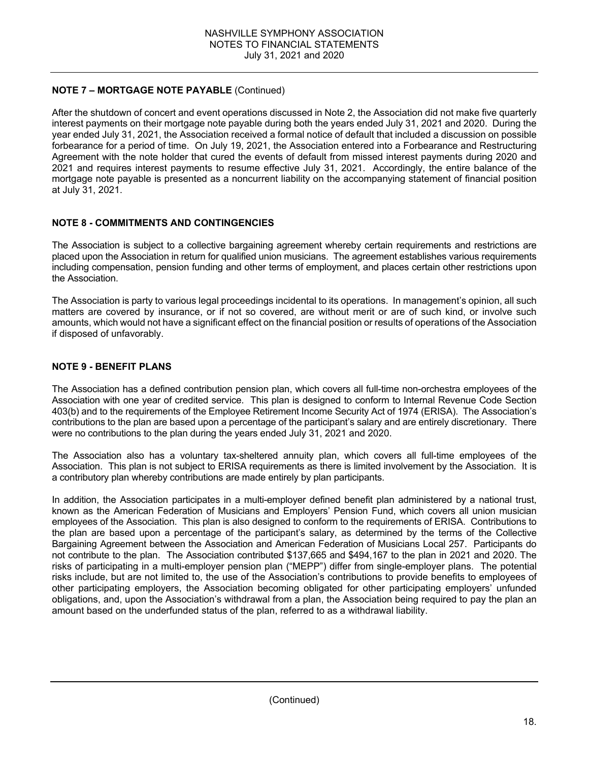**NOTE 7 – MORTGAGE NOTE PAYABLE** (Continued)

After the shutdown of concert and event operations discussed in Note 2, the Association did not make five quarterly interest payments on their mortgage note payable during both the years ended July 31, 2021 and 2020. During the year ended July 31, 2021, the Association received a formal notice of default that included a discussion on possible forbearance for a period of time. On July 19, 2021, the Association entered into a Forbearance and Restructuring Agreement with the note holder that cured the events of default from missed interest payments during 2020 and 2021 and requires interest payments to resume effective July 31, 2021. Accordingly, the entire balance of the mortgage note payable is presented as a noncurrent liability on the accompanying statement of financial position at July 31, 2021.

**NOTE 8 - COMMITMENTS AND CONTINGENCIES**

The Association is subject to a collective bargaining agreement whereby certain requirements and restrictions are placed upon the Association in return for qualified union musicians. The agreement establishes various requirements including compensation, pension funding and other terms of employment, and places certain other restrictions upon the Association.

The Association is party to various legal proceedings incidental to its operations. In management's opinion, all such matters are covered by insurance, or if not so covered, are without merit or are of such kind, or involve such amounts, which would not have a significant effect on the financial position or results of operations of the Association if disposed of unfavorably.

**NOTE 9 - BENEFIT PLANS**

The Association has a defined contribution pension plan, which covers all full-time non-orchestra employees of the Association with one year of credited service. This plan is designed to conform to Internal Revenue Code Section 403(b) and to the requirements of the Employee Retirement Income Security Act of 1974 (ERISA). The Association's contributions to the plan are based upon a percentage of the participant's salary and are entirely discretionary. There were no contributions to the plan during the years ended July 31, 2021 and 2020.

The Association also has a voluntary tax-sheltered annuity plan, which covers all full-time employees of the Association. This plan is not subject to ERISA requirements as there is limited involvement by the Association. It is a contributory plan whereby contributions are made entirely by plan participants.

In addition, the Association participates in a multi-employer defined benefit plan administered by a national trust, known as the American Federation of Musicians and Employers' Pension Fund, which covers all union musician employees of the Association. This plan is also designed to conform to the requirements of ERISA. Contributions to the plan are based upon a percentage of the participant's salary, as determined by the terms of the Collective Bargaining Agreement between the Association and American Federation of Musicians Local 257. Participants do not contribute to the plan. The Association contributed $137,665 and $494,167 to the plan in 2021 and 2020. The risks of participating in a multi-employer pension plan ("MEPP") differ from single-employer plans. The potential risks include, but are not limited to, the use of the Association's contributions to provide benefits to employees of other participating employers, the Association becoming obligated for other participating employers' unfunded obligations, and, upon the Association's withdrawal from a plan, the Association being required to pay the plan an amount based on the underfunded status of the plan, referred to as a withdrawal liability.

(Continued)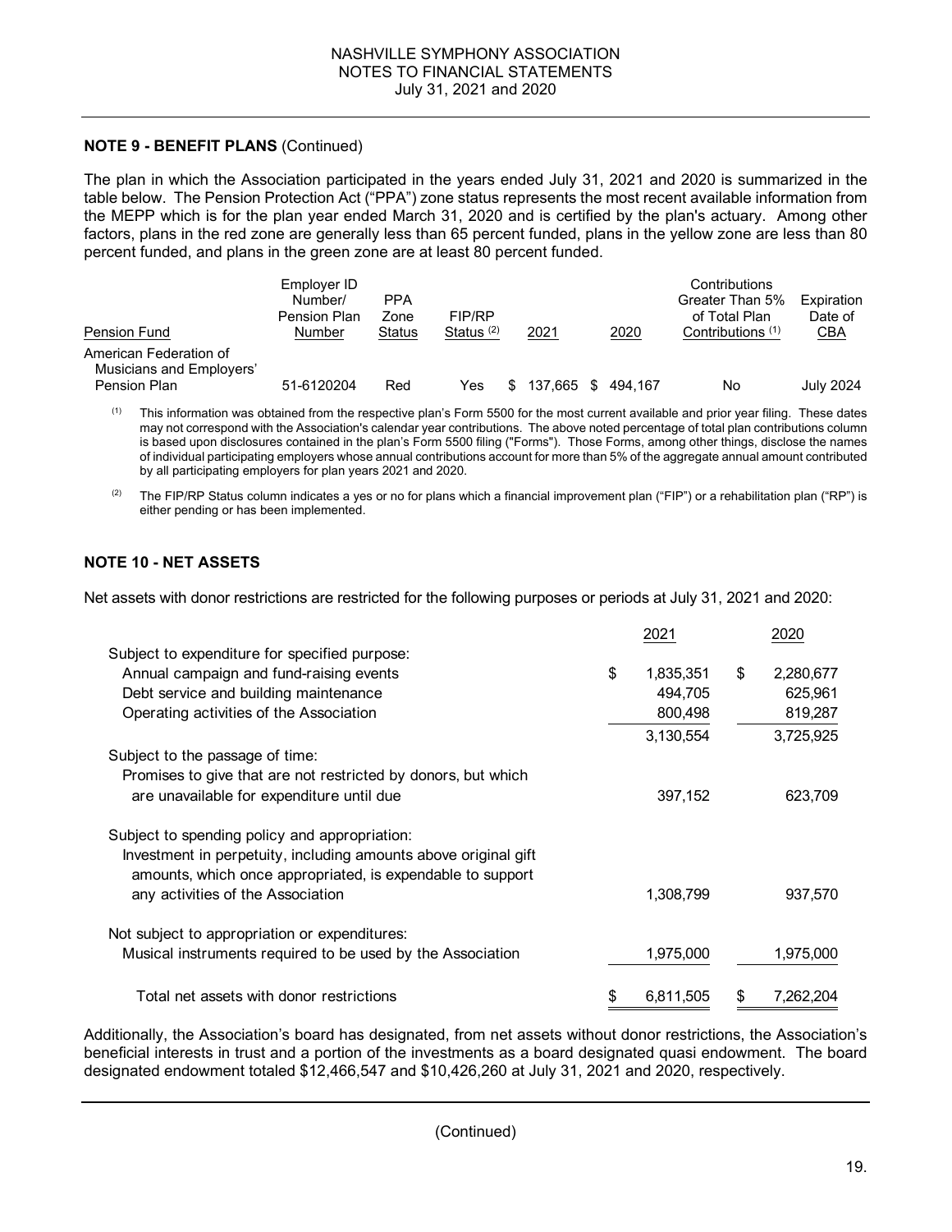**NOTE 9 - BENEFIT PLANS** (Continued)

The plan in which the Association participated in the years ended July 31, 2021 and 2020 is summarized in the table below. The Pension Protection Act ("PPA") zone status represents the most recent available information from the MEPP which is for the plan year ended March 31, 2020 and is certified by the plan's actuary. Among other factors, plans in the red zone are generally less than 65 percent funded, plans in the yellow zone are less than 80 percent funded, and plans in the green zone are at least 80 percent funded.

| Pension Fund | Employer ID Number/ Pension Plan Number | PPA Zone Status | FIP/RP Status [2] | 2021 | 2020 | Contributions Greater Than 5% of Total Plan Contributions [1] | Expiration Date of CBA |
|---|---|---|---|---|---|---|---|
| American Federation of Musicians and Employers' Pension Plan | 51-6120204 | Red | Yes | $ 137,665 | $ 494,167 | No | July 2024 |

[1] This information was obtained from the respective plan's Form 5500 for the most current available and prior year filing. These dates may not correspond with the Association's calendar year contributions. The above noted percentage of total plan contributions column is based upon disclosures contained in the plan's Form 5500 filing ("Forms"). Those Forms, among other things, disclose the names of individual participating employers whose annual contributions account for more than 5% of the aggregate annual amount contributed by all participating employers for plan years 2021 and 2020.

[2] The FIP/RP Status column indicates a yes or no for plans which a financial improvement plan ("FIP") or a rehabilitation plan ("RP") is either pending or has been implemented.

## NOTE 10 - NET ASSETS

Net assets with donor restrictions are restricted for the following purposes or periods at July 31, 2021 and 2020:

| | 2021 | 2020 |
|---|---|---|
| Subject to expenditure for specified purpose: | | |
| Annual campaign and fund-raising events | $ 1,835,351 | $ 2,280,677 |
| Debt service and building maintenance | 494,705 | 625,961 |
| Operating activities of the Association | 800,498 | 819,287 |
| | 3,130,554 | 3,725,925 |
| Subject to the passage of time: | | |
| Promises to give that are not restricted by donors, but which are unavailable for expenditure until due | 397,152 | 623,709 |
| Subject to spending policy and appropriation: | | |
| Investment in perpetuity, including amounts above original gift amounts, which once appropriated, is expendable to support any activities of the Association | 1,308,799 | 937,570 |
| Not subject to appropriation or expenditures: | | |
| Musical instruments required to be used by the Association | 1,975,000 | 1,975,000 |
| Total net assets with donor restrictions | $ 6,811,505 | $ 7,262,204 |

Additionally, the Association's board has designated, from net assets without donor restrictions, the Association's beneficial interests in trust and a portion of the investments as a board designated quasi endowment. The board designated endowment totaled $12,466,547 and $10,426,260 at July 31, 2021 and 2020, respectively.

(Continued)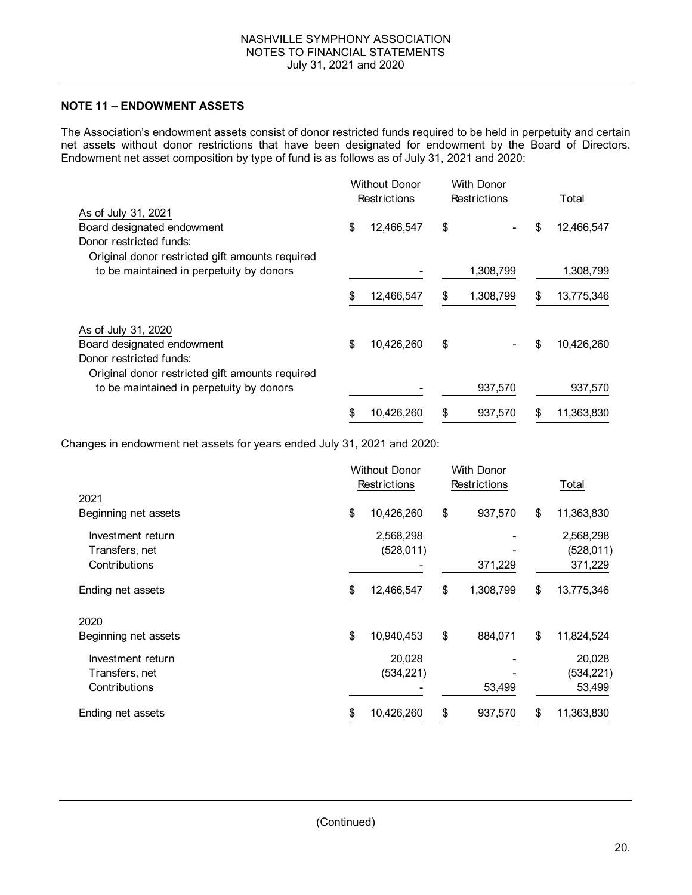## NOTE 11 – ENDOWMENT ASSETS

The Association's endowment assets consist of donor restricted funds required to be held in perpetuity and certain net assets without donor restrictions that have been designated for endowment by the Board of Directors. Endowment net asset composition by type of fund is as follows as of July 31, 2021 and 2020:

| | Without Donor Restrictions | With Donor Restrictions | Total |
|---|---|---|---|
| As of July 31, 2021 | | | |
| Board designated endowment | $ 12,466,547 | $ - | $ 12,466,547 |
| Donor restricted funds: | | | |
| Original donor restricted gift amounts required to be maintained in perpetuity by donors | - | 1,308,799 | 1,308,799 |
| | $ 12,466,547 | $ 1,308,799 | $ 13,775,346 |
| As of July 31, 2020 | | | |
| Board designated endowment | $ 10,426,260 | $ - | $ 10,426,260 |
| Donor restricted funds: | | | |
| Original donor restricted gift amounts required to be maintained in perpetuity by donors | - | 937,570 | 937,570 |
| | $ 10,426,260 | $ 937,570 | $ 11,363,830 |

Changes in endowment net assets for years ended July 31, 2021 and 2020:

| | Without Donor Restrictions | With Donor Restrictions | Total |
|---|---|---|---|
| 2021 | | | |
| Beginning net assets | $ 10,426,260 | $ 937,570 | $ 11,363,830 |
| Investment return | 2,568,298 | - | 2,568,298 |
| Transfers, net | (528,011) | - | (528,011) |
| Contributions | - | 371,229 | 371,229 |
| Ending net assets | $ 12,466,547 | $ 1,308,799 | $ 13,775,346 |
| 2020 | | | |
| Beginning net assets | $ 10,940,453 | $ 884,071 | $ 11,824,524 |
| Investment return | 20,028 | - | 20,028 |
| Transfers, net | (534,221) | - | (534,221) |
| Contributions | - | 53,499 | 53,499 |
| Ending net assets | $ 10,426,260 | $ 937,570 | $ 11,363,830 |

(Continued)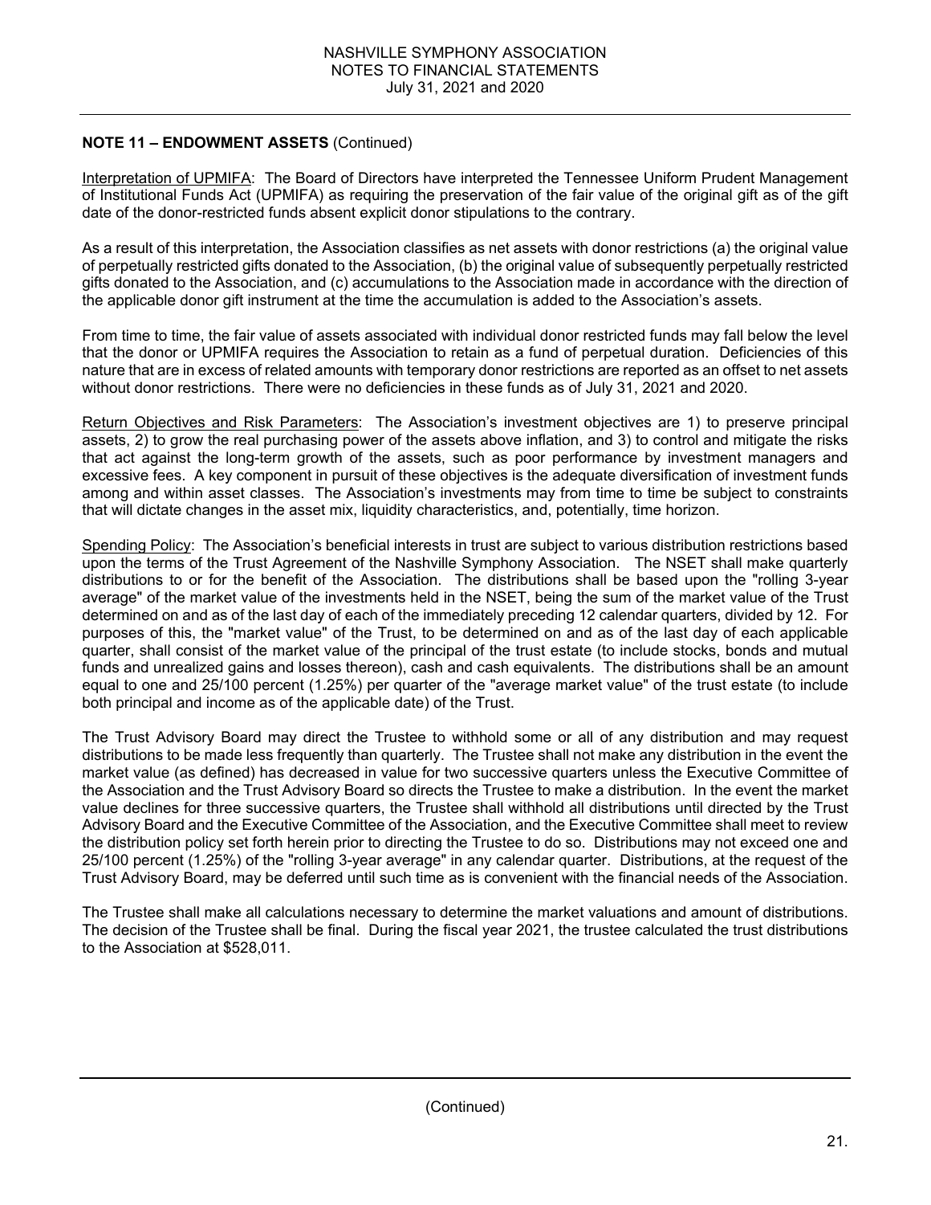**NOTE 11 – ENDOWMENT ASSETS** (Continued)

Interpretation of UPMIFA: The Board of Directors have interpreted the Tennessee Uniform Prudent Management of Institutional Funds Act (UPMIFA) as requiring the preservation of the fair value of the original gift as of the gift date of the donor-restricted funds absent explicit donor stipulations to the contrary.

As a result of this interpretation, the Association classifies as net assets with donor restrictions (a) the original value of perpetually restricted gifts donated to the Association, (b) the original value of subsequently perpetually restricted gifts donated to the Association, and (c) accumulations to the Association made in accordance with the direction of the applicable donor gift instrument at the time the accumulation is added to the Association's assets.

From time to time, the fair value of assets associated with individual donor restricted funds may fall below the level that the donor or UPMIFA requires the Association to retain as a fund of perpetual duration. Deficiencies of this nature that are in excess of related amounts with temporary donor restrictions are reported as an offset to net assets without donor restrictions. There were no deficiencies in these funds as of July 31, 2021 and 2020.

Return Objectives and Risk Parameters: The Association's investment objectives are 1) to preserve principal assets, 2) to grow the real purchasing power of the assets above inflation, and 3) to control and mitigate the risks that act against the long-term growth of the assets, such as poor performance by investment managers and excessive fees. A key component in pursuit of these objectives is the adequate diversification of investment funds among and within asset classes. The Association's investments may from time to time be subject to constraints that will dictate changes in the asset mix, liquidity characteristics, and, potentially, time horizon.

Spending Policy: The Association's beneficial interests in trust are subject to various distribution restrictions based upon the terms of the Trust Agreement of the Nashville Symphony Association. The NSET shall make quarterly distributions to or for the benefit of the Association. The distributions shall be based upon the "rolling 3-year average" of the market value of the investments held in the NSET, being the sum of the market value of the Trust determined on and as of the last day of each of the immediately preceding 12 calendar quarters, divided by 12. For purposes of this, the "market value" of the Trust, to be determined on and as of the last day of each applicable quarter, shall consist of the market value of the principal of the trust estate (to include stocks, bonds and mutual funds and unrealized gains and losses thereon), cash and cash equivalents. The distributions shall be an amount equal to one and 25/100 percent (1.25%) per quarter of the "average market value" of the trust estate (to include both principal and income as of the applicable date) of the Trust.

The Trust Advisory Board may direct the Trustee to withhold some or all of any distribution and may request distributions to be made less frequently than quarterly. The Trustee shall not make any distribution in the event the market value (as defined) has decreased in value for two successive quarters unless the Executive Committee of the Association and the Trust Advisory Board so directs the Trustee to make a distribution. In the event the market value declines for three successive quarters, the Trustee shall withhold all distributions until directed by the Trust Advisory Board and the Executive Committee of the Association, and the Executive Committee shall meet to review the distribution policy set forth herein prior to directing the Trustee to do so. Distributions may not exceed one and 25/100 percent (1.25%) of the "rolling 3-year average" in any calendar quarter. Distributions, at the request of the Trust Advisory Board, may be deferred until such time as is convenient with the financial needs of the Association.

The Trustee shall make all calculations necessary to determine the market valuations and amount of distributions. The decision of the Trustee shall be final. During the fiscal year 2021, the trustee calculated the trust distributions to the Association at $528,011.

(Continued)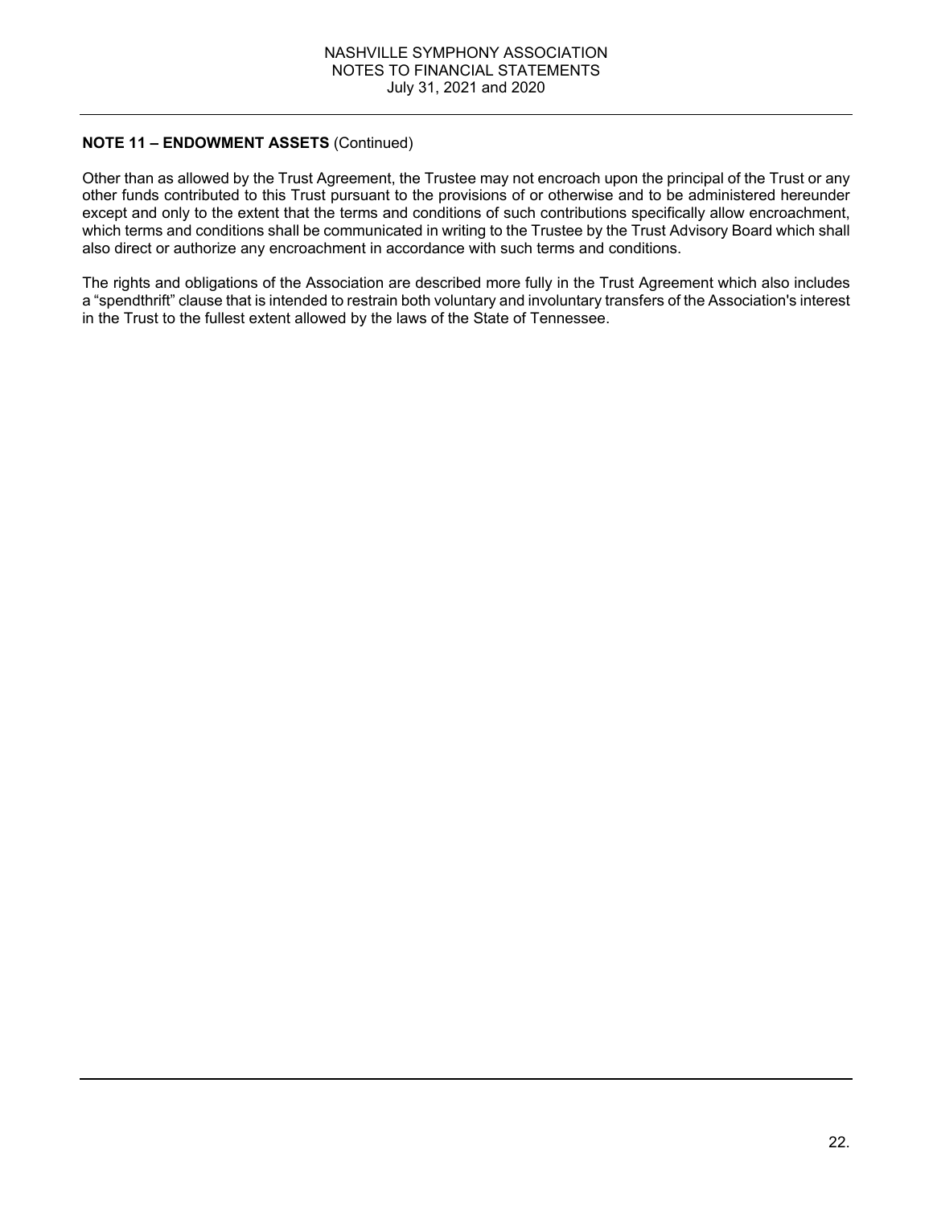**NOTE 11 – ENDOWMENT ASSETS** (Continued)

Other than as allowed by the Trust Agreement, the Trustee may not encroach upon the principal of the Trust or any other funds contributed to this Trust pursuant to the provisions of or otherwise and to be administered hereunder except and only to the extent that the terms and conditions of such contributions specifically allow encroachment, which terms and conditions shall be communicated in writing to the Trustee by the Trust Advisory Board which shall also direct or authorize any encroachment in accordance with such terms and conditions.

The rights and obligations of the Association are described more fully in the Trust Agreement which also includes a "spendthrift" clause that is intended to restrain both voluntary and involuntary transfers of the Association's interest in the Trust to the fullest extent allowed by the laws of the State of Tennessee.